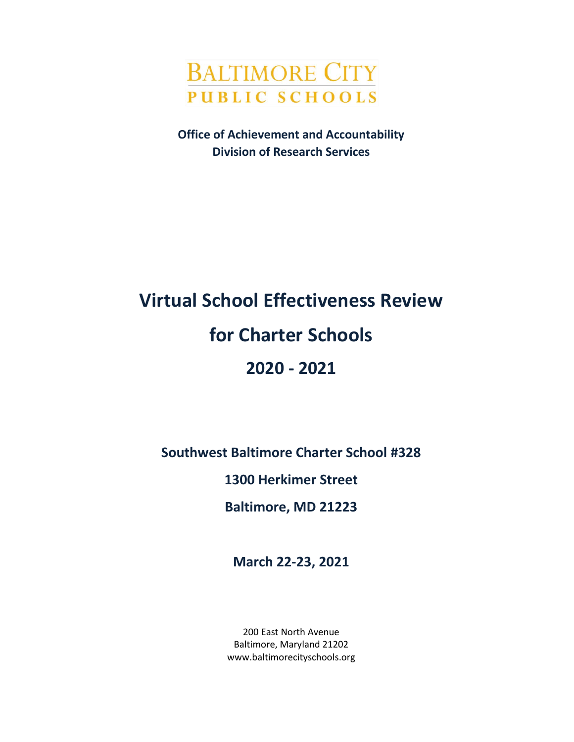BALTIMORE CITY
PUBLIC SCHOOLS

**Office of Achievement and Accountability**
**Division of Research Services**

# Virtual School Effectiveness Review for Charter Schools 2020 - 2021

**Southwest Baltimore Charter School #328**

**1300 Herkimer Street**

**Baltimore, MD 21223**

**March 22-23, 2021**

200 East North Avenue
Baltimore, Maryland 21202
www.baltimorecityschools.org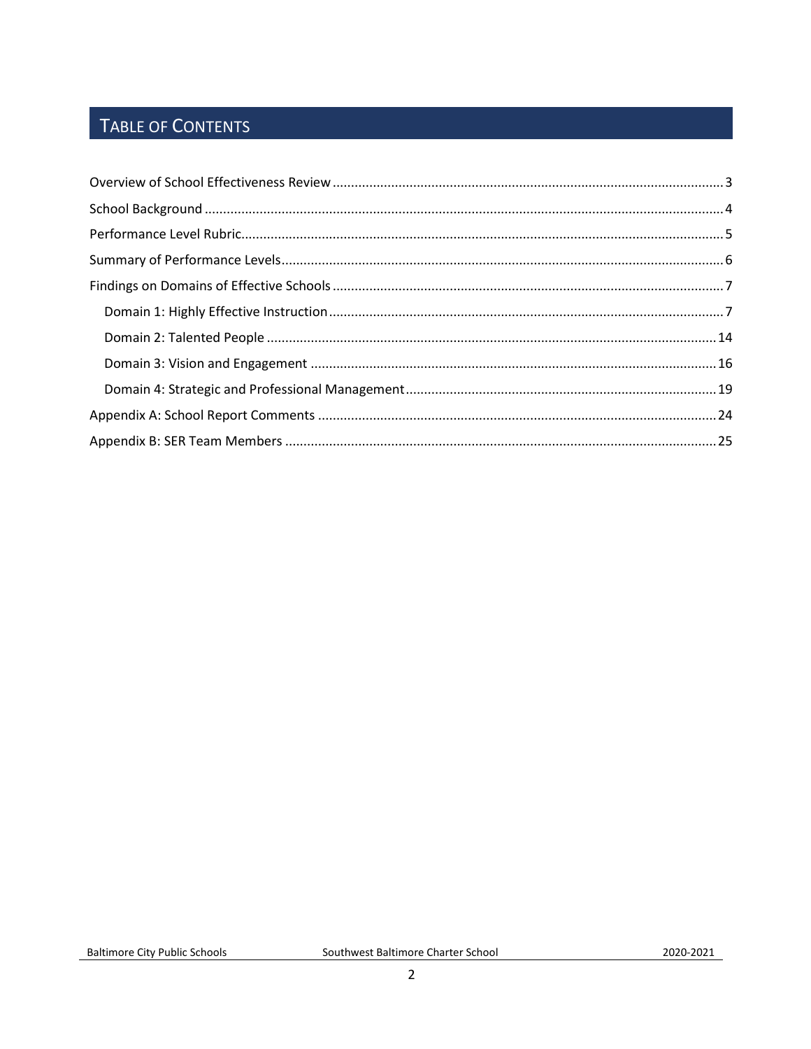# TABLE OF CONTENTS

Overview of School Effectiveness Review .......... 3

School Background .......... 4

Performance Level Rubric .......... 5

Summary of Performance Levels .......... 6

Findings on Domains of Effective Schools .......... 7

- Domain 1: Highly Effective Instruction .......... 7
- Domain 2: Talented People .......... 14
- Domain 3: Vision and Engagement .......... 16
- Domain 4: Strategic and Professional Management .......... 19

Appendix A: School Report Comments .......... 24

Appendix B: SER Team Members .......... 25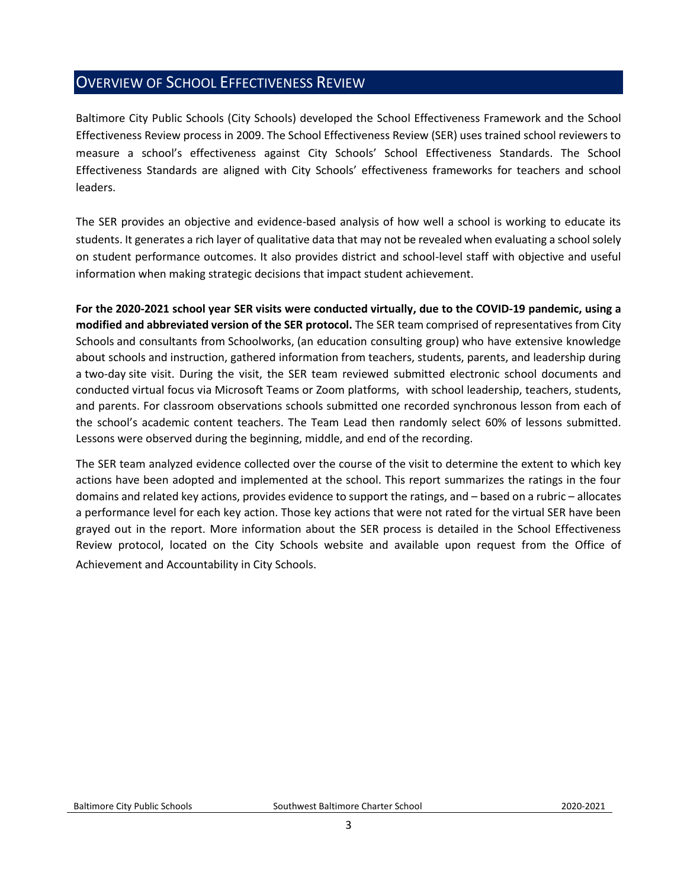## OVERVIEW OF SCHOOL EFFECTIVENESS REVIEW

Baltimore City Public Schools (City Schools) developed the School Effectiveness Framework and the School Effectiveness Review process in 2009. The School Effectiveness Review (SER) uses trained school reviewers to measure a school's effectiveness against City Schools' School Effectiveness Standards. The School Effectiveness Standards are aligned with City Schools' effectiveness frameworks for teachers and school leaders.

The SER provides an objective and evidence-based analysis of how well a school is working to educate its students. It generates a rich layer of qualitative data that may not be revealed when evaluating a school solely on student performance outcomes. It also provides district and school-level staff with objective and useful information when making strategic decisions that impact student achievement.

**For the 2020-2021 school year SER visits were conducted virtually, due to the COVID-19 pandemic, using a modified and abbreviated version of the SER protocol.** The SER team comprised of representatives from City Schools and consultants from Schoolworks, (an education consulting group) who have extensive knowledge about schools and instruction, gathered information from teachers, students, parents, and leadership during a two-day site visit. During the visit, the SER team reviewed submitted electronic school documents and conducted virtual focus via Microsoft Teams or Zoom platforms, with school leadership, teachers, students, and parents. For classroom observations schools submitted one recorded synchronous lesson from each of the school's academic content teachers. The Team Lead then randomly select 60% of lessons submitted. Lessons were observed during the beginning, middle, and end of the recording.

The SER team analyzed evidence collected over the course of the visit to determine the extent to which key actions have been adopted and implemented at the school. This report summarizes the ratings in the four domains and related key actions, provides evidence to support the ratings, and – based on a rubric – allocates a performance level for each key action. Those key actions that were not rated for the virtual SER have been grayed out in the report. More information about the SER process is detailed in the School Effectiveness Review protocol, located on the City Schools website and available upon request from the Office of Achievement and Accountability in City Schools.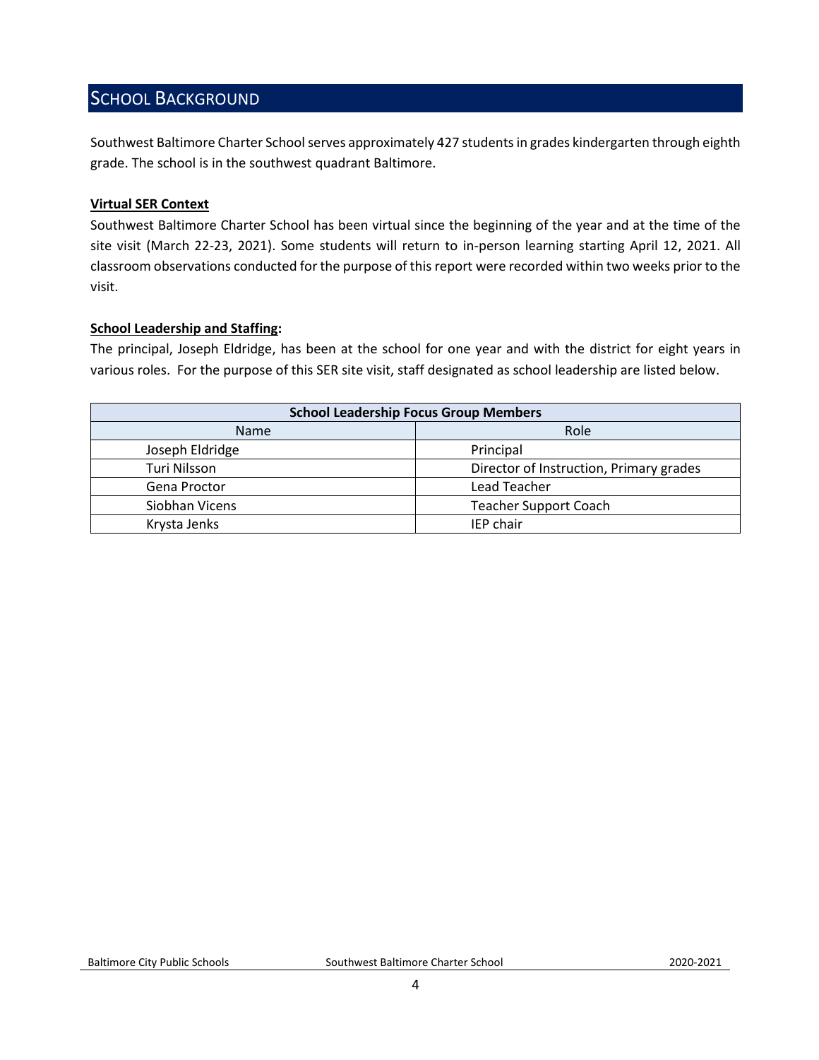## SCHOOL BACKGROUND

Southwest Baltimore Charter School serves approximately 427 students in grades kindergarten through eighth grade. The school is in the southwest quadrant Baltimore.

**Virtual SER Context**

Southwest Baltimore Charter School has been virtual since the beginning of the year and at the time of the site visit (March 22-23, 2021). Some students will return to in-person learning starting April 12, 2021. All classroom observations conducted for the purpose of this report were recorded within two weeks prior to the visit.

**School Leadership and Staffing:**

The principal, Joseph Eldridge, has been at the school for one year and with the district for eight years in various roles. For the purpose of this SER site visit, staff designated as school leadership are listed below.

| School Leadership Focus Group Members | |
|---|---|
| **Name** | **Role** |
| Joseph Eldridge | Principal |
| Turi Nilsson | Director of Instruction, Primary grades |
| Gena Proctor | Lead Teacher |
| Siobhan Vicens | Teacher Support Coach |
| Krysta Jenks | IEP chair |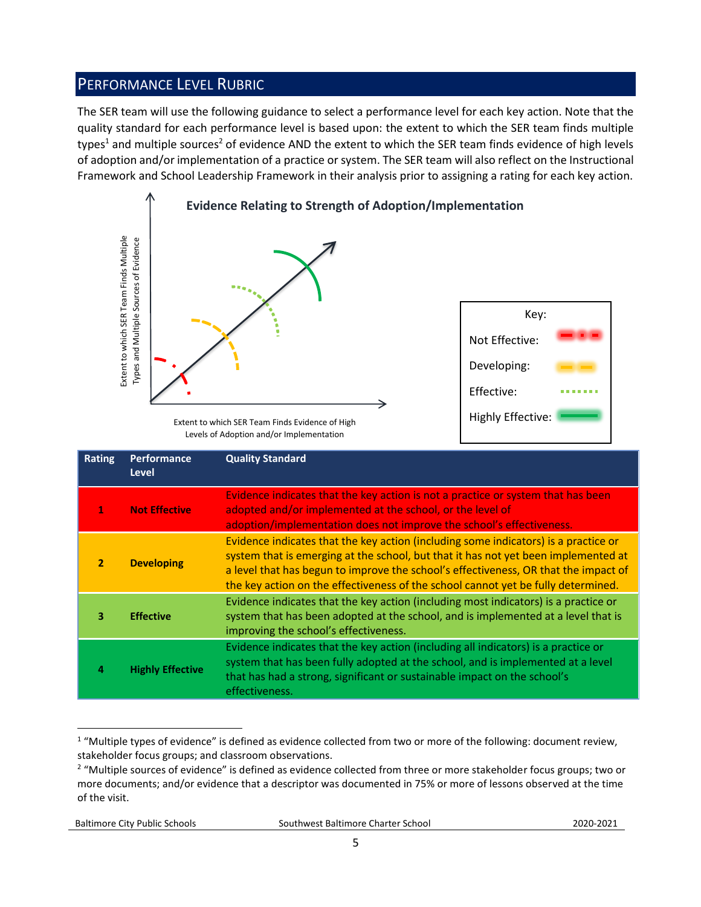## Performance Level Rubric

The SER team will use the following guidance to select a performance level for each key action. Note that the quality standard for each performance level is based upon: the extent to which the SER team finds multiple types[1] and multiple sources[2] of evidence AND the extent to which the SER team finds evidence of high levels of adoption and/or implementation of a practice or system. The SER team will also reflect on the Instructional Framework and School Leadership Framework in their analysis prior to assigning a rating for each key action.

**Evidence Relating to Strength of Adoption/Implementation**

Extent to which SER Team Finds Multiple Types and Multiple Sources of Evidence

Extent to which SER Team Finds Evidence of High Levels of Adoption and/or Implementation

Key:
- Not Effective
- Developing
- Effective
- Highly Effective

| Rating | Performance Level | Quality Standard |
|---|---|---|
| 1 | **Not Effective** | Evidence indicates that the key action is not a practice or system that has been adopted and/or implemented at the school, or the level of adoption/implementation does not improve the school's effectiveness. |
| 2 | **Developing** | Evidence indicates that the key action (including some indicators) is a practice or system that is emerging at the school, but that it has not yet been implemented at a level that has begun to improve the school's effectiveness, OR that the impact of the key action on the effectiveness of the school cannot yet be fully determined. |
| 3 | **Effective** | Evidence indicates that the key action (including most indicators) is a practice or system that has been adopted at the school, and is implemented at a level that is improving the school's effectiveness. |
| 4 | **Highly Effective** | Evidence indicates that the key action (including all indicators) is a practice or system that has been fully adopted at the school, and is implemented at a level that has had a strong, significant or sustainable impact on the school's effectiveness. |

[1] "Multiple types of evidence" is defined as evidence collected from two or more of the following: document review, stakeholder focus groups; and classroom observations.

[2] "Multiple sources of evidence" is defined as evidence collected from three or more stakeholder focus groups; two or more documents; and/or evidence that a descriptor was documented in 75% or more of lessons observed at the time of the visit.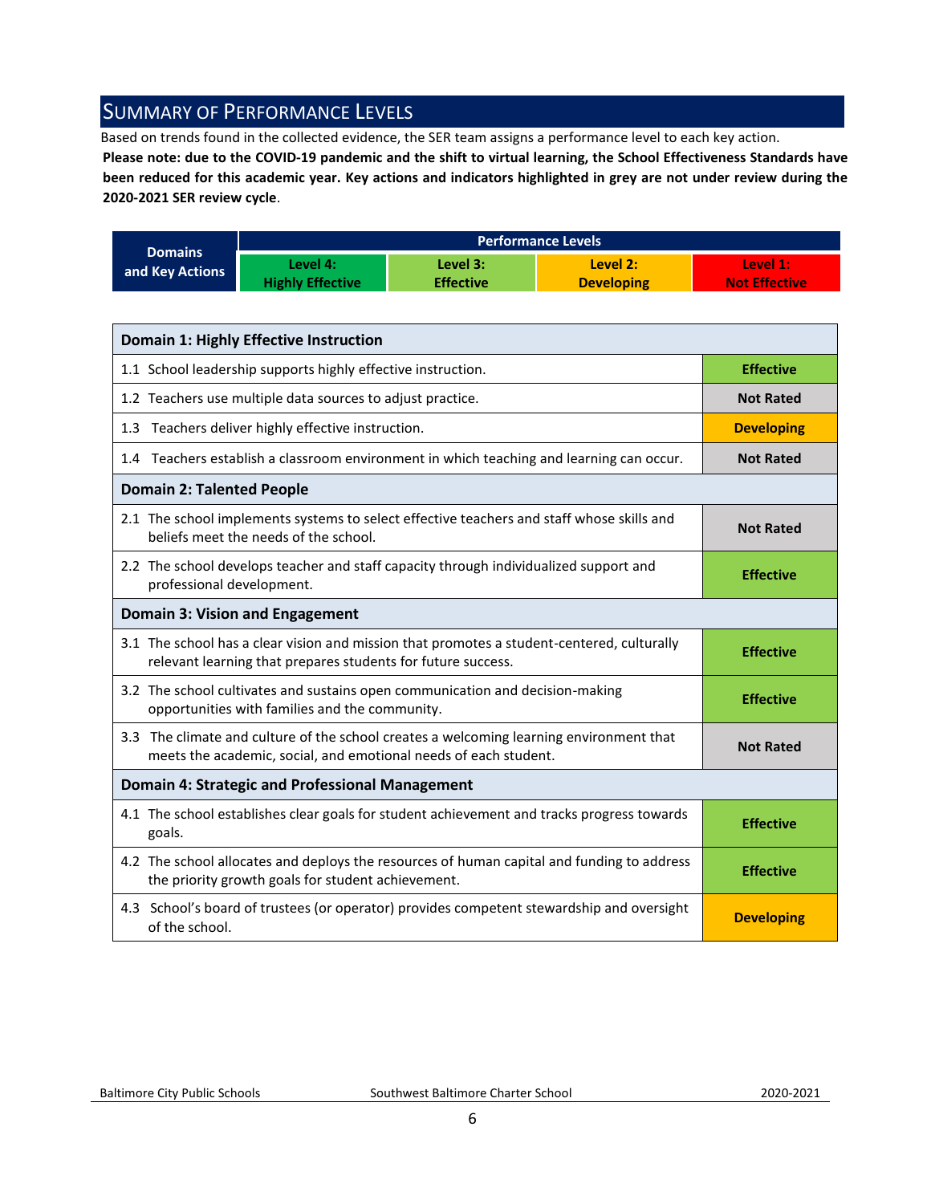## Summary of Performance Levels

Based on trends found in the collected evidence, the SER team assigns a performance level to each key action.

**Please note: due to the COVID-19 pandemic and the shift to virtual learning, the School Effectiveness Standards have been reduced for this academic year. Key actions and indicators highlighted in grey are not under review during the 2020-2021 SER review cycle**.

| Domains and Key Actions | Performance Levels | | | |
|---|---|---|---|---|
| | Level 4: Highly Effective | Level 3: Effective | Level 2: Developing | Level 1: Not Effective |

| Domain 1: Highly Effective Instruction | |
|---|---|
| 1.1 School leadership supports highly effective instruction. | Effective |
| 1.2 Teachers use multiple data sources to adjust practice. | Not Rated |
| 1.3 Teachers deliver highly effective instruction. | Developing |
| 1.4 Teachers establish a classroom environment in which teaching and learning can occur. | Not Rated |
| **Domain 2: Talented People** | |
| 2.1 The school implements systems to select effective teachers and staff whose skills and beliefs meet the needs of the school. | Not Rated |
| 2.2 The school develops teacher and staff capacity through individualized support and professional development. | Effective |
| **Domain 3: Vision and Engagement** | |
| 3.1 The school has a clear vision and mission that promotes a student-centered, culturally relevant learning that prepares students for future success. | Effective |
| 3.2 The school cultivates and sustains open communication and decision-making opportunities with families and the community. | Effective |
| 3.3 The climate and culture of the school creates a welcoming learning environment that meets the academic, social, and emotional needs of each student. | Not Rated |
| **Domain 4: Strategic and Professional Management** | |
| 4.1 The school establishes clear goals for student achievement and tracks progress towards goals. | Effective |
| 4.2 The school allocates and deploys the resources of human capital and funding to address the priority growth goals for student achievement. | Effective |
| 4.3 School's board of trustees (or operator) provides competent stewardship and oversight of the school. | Developing |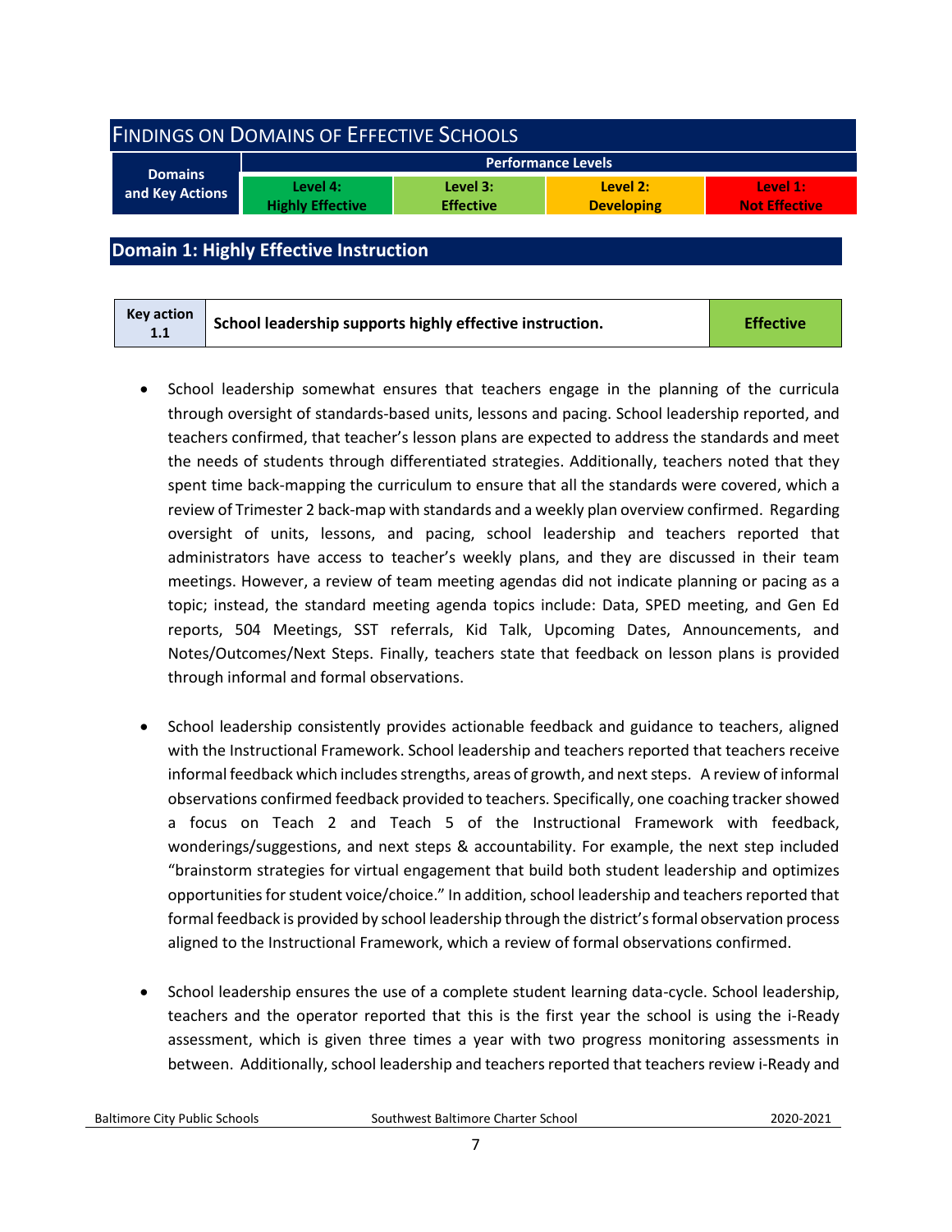## Findings on Domains of Effective Schools

| Domains and Key Actions | Performance Levels | | | |
|---|---|---|---|---|
| | Level 4: Highly Effective | Level 3: Effective | Level 2: Developing | Level 1: Not Effective |

## Domain 1: Highly Effective Instruction

| Key action 1.1 | School leadership supports highly effective instruction. | Effective |
|---|---|---|

- School leadership somewhat ensures that teachers engage in the planning of the curricula through oversight of standards-based units, lessons and pacing. School leadership reported, and teachers confirmed, that teacher's lesson plans are expected to address the standards and meet the needs of students through differentiated strategies. Additionally, teachers noted that they spent time back-mapping the curriculum to ensure that all the standards were covered, which a review of Trimester 2 back-map with standards and a weekly plan overview confirmed. Regarding oversight of units, lessons, and pacing, school leadership and teachers reported that administrators have access to teacher's weekly plans, and they are discussed in their team meetings. However, a review of team meeting agendas did not indicate planning or pacing as a topic; instead, the standard meeting agenda topics include: Data, SPED meeting, and Gen Ed reports, 504 Meetings, SST referrals, Kid Talk, Upcoming Dates, Announcements, and Notes/Outcomes/Next Steps. Finally, teachers state that feedback on lesson plans is provided through informal and formal observations.

- School leadership consistently provides actionable feedback and guidance to teachers, aligned with the Instructional Framework. School leadership and teachers reported that teachers receive informal feedback which includes strengths, areas of growth, and next steps. A review of informal observations confirmed feedback provided to teachers. Specifically, one coaching tracker showed a focus on Teach 2 and Teach 5 of the Instructional Framework with feedback, wonderings/suggestions, and next steps & accountability. For example, the next step included "brainstorm strategies for virtual engagement that build both student leadership and optimizes opportunities for student voice/choice." In addition, school leadership and teachers reported that formal feedback is provided by school leadership through the district's formal observation process aligned to the Instructional Framework, which a review of formal observations confirmed.

- School leadership ensures the use of a complete student learning data-cycle. School leadership, teachers and the operator reported that this is the first year the school is using the i-Ready assessment, which is given three times a year with two progress monitoring assessments in between. Additionally, school leadership and teachers reported that teachers review i-Ready and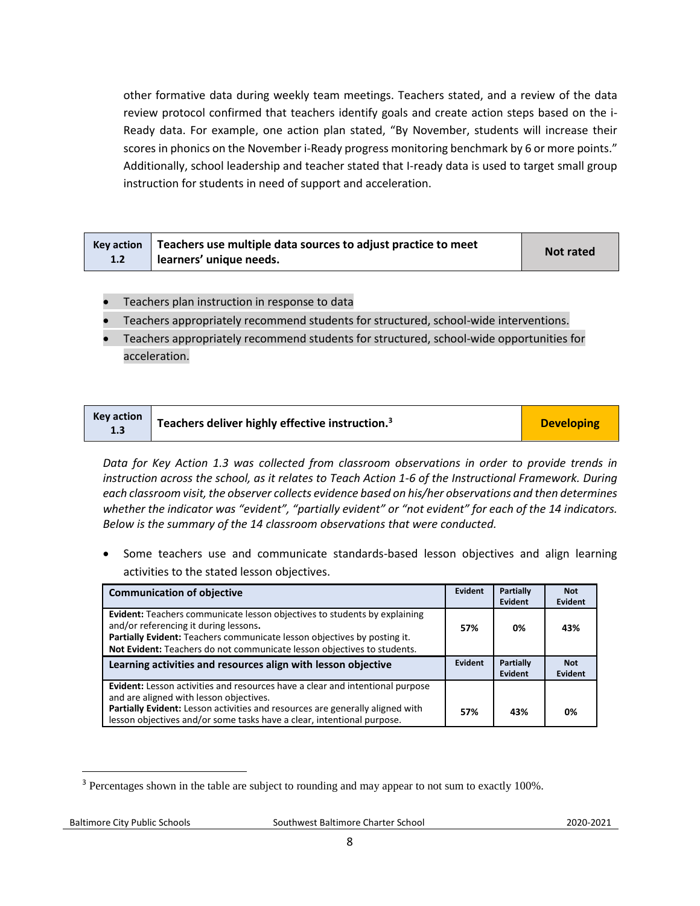other formative data during weekly team meetings. Teachers stated, and a review of the data review protocol confirmed that teachers identify goals and create action steps based on the i-Ready data. For example, one action plan stated, "By November, students will increase their scores in phonics on the November i-Ready progress monitoring benchmark by 6 or more points." Additionally, school leadership and teacher stated that I-ready data is used to target small group instruction for students in need of support and acceleration.

| Key action 1.2 | Teachers use multiple data sources to adjust practice to meet learners' unique needs. | Not rated |
|---|---|---|

- Teachers plan instruction in response to data
- Teachers appropriately recommend students for structured, school-wide interventions.
- Teachers appropriately recommend students for structured, school-wide opportunities for acceleration.

| Key action 1.3 | Teachers deliver highly effective instruction.[3] | Developing |
|---|---|---|

*Data for Key Action 1.3 was collected from classroom observations in order to provide trends in instruction across the school, as it relates to Teach Action 1-6 of the Instructional Framework. During each classroom visit, the observer collects evidence based on his/her observations and then determines whether the indicator was "evident", "partially evident" or "not evident" for each of the 14 indicators. Below is the summary of the 14 classroom observations that were conducted.*

- Some teachers use and communicate standards-based lesson objectives and align learning activities to the stated lesson objectives.

| Communication of objective | Evident | Partially Evident | Not Evident |
|---|---|---|---|
| **Evident:** Teachers communicate lesson objectives to students by explaining and/or referencing it during lessons. **Partially Evident:** Teachers communicate lesson objectives by posting it. **Not Evident:** Teachers do not communicate lesson objectives to students. | 57% | 0% | 43% |
| **Learning activities and resources align with lesson objective** | **Evident** | **Partially Evident** | **Not Evident** |
| **Evident:** Lesson activities and resources have a clear and intentional purpose and are aligned with lesson objectives. **Partially Evident:** Lesson activities and resources are generally aligned with lesson objectives and/or some tasks have a clear, intentional purpose. | 57% | 43% | 0% |

[3] Percentages shown in the table are subject to rounding and may appear to not sum to exactly 100%.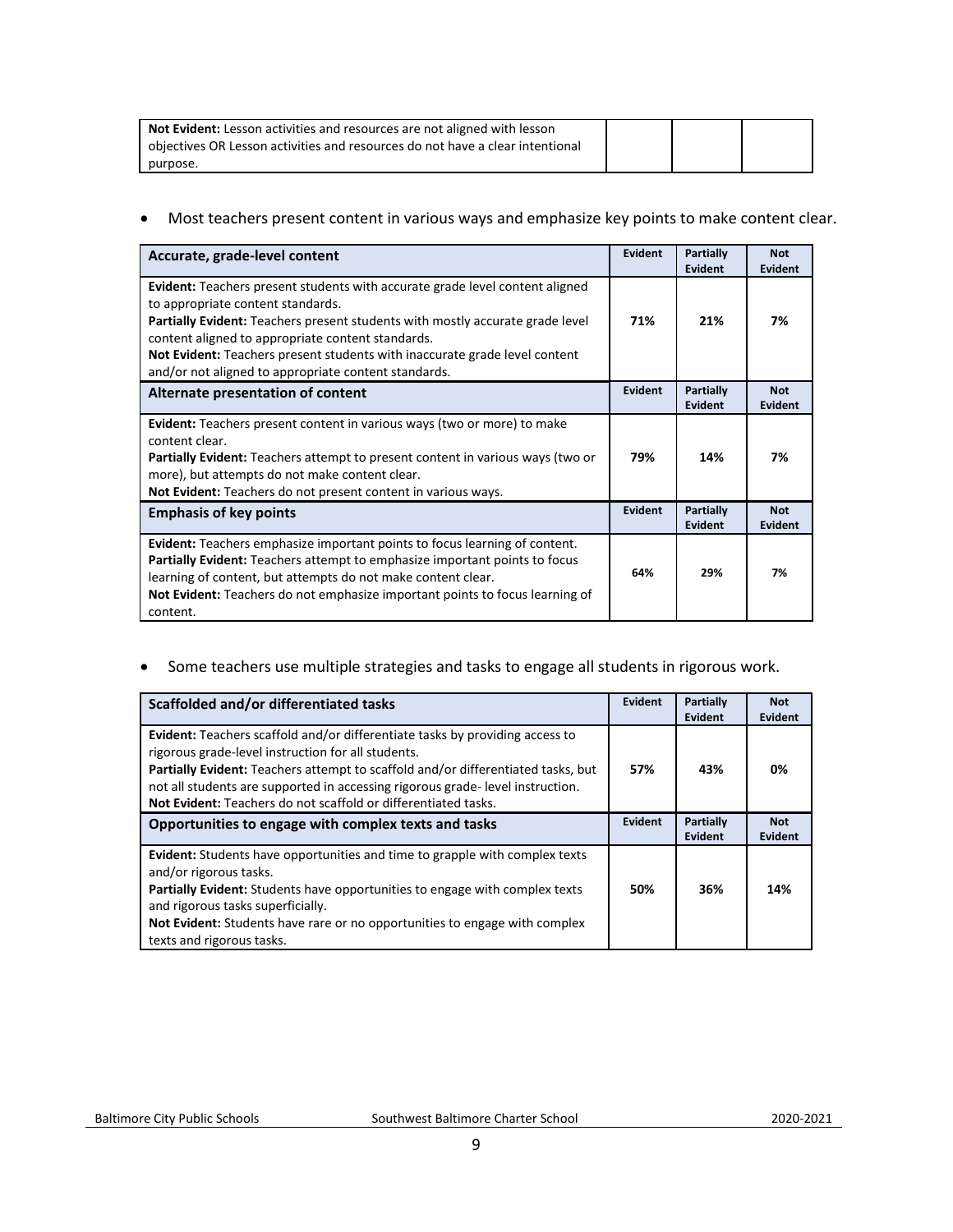| | | | |
|---|---|---|---|
| **Not Evident:** Lesson activities and resources are not aligned with lesson objectives OR Lesson activities and resources do not have a clear intentional purpose. | | | |

- Most teachers present content in various ways and emphasize key points to make content clear.

| Accurate, grade-level content | Evident | Partially Evident | Not Evident |
|---|---|---|---|
| **Evident:** Teachers present students with accurate grade level content aligned to appropriate content standards. **Partially Evident:** Teachers present students with mostly accurate grade level content aligned to appropriate content standards. **Not Evident:** Teachers present students with inaccurate grade level content and/or not aligned to appropriate content standards. | **71%** | **21%** | **7%** |
| **Alternate presentation of content** | **Evident** | **Partially Evident** | **Not Evident** |
| **Evident:** Teachers present content in various ways (two or more) to make content clear. **Partially Evident:** Teachers attempt to present content in various ways (two or more), but attempts do not make content clear. **Not Evident:** Teachers do not present content in various ways. | **79%** | **14%** | **7%** |
| **Emphasis of key points** | **Evident** | **Partially Evident** | **Not Evident** |
| **Evident:** Teachers emphasize important points to focus learning of content. **Partially Evident:** Teachers attempt to emphasize important points to focus learning of content, but attempts do not make content clear. **Not Evident:** Teachers do not emphasize important points to focus learning of content. | **64%** | **29%** | **7%** |

- Some teachers use multiple strategies and tasks to engage all students in rigorous work.

| Scaffolded and/or differentiated tasks | Evident | Partially Evident | Not Evident |
|---|---|---|---|
| **Evident:** Teachers scaffold and/or differentiate tasks by providing access to rigorous grade-level instruction for all students. **Partially Evident:** Teachers attempt to scaffold and/or differentiated tasks, but not all students are supported in accessing rigorous grade- level instruction. **Not Evident:** Teachers do not scaffold or differentiated tasks. | **57%** | **43%** | **0%** |
| **Opportunities to engage with complex texts and tasks** | **Evident** | **Partially Evident** | **Not Evident** |
| **Evident:** Students have opportunities and time to grapple with complex texts and/or rigorous tasks. **Partially Evident:** Students have opportunities to engage with complex texts and rigorous tasks superficially. **Not Evident:** Students have rare or no opportunities to engage with complex texts and rigorous tasks. | **50%** | **36%** | **14%** |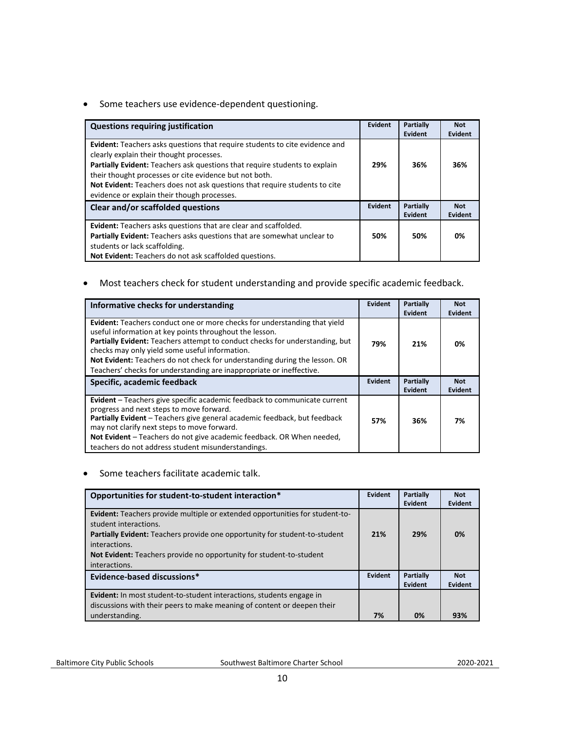- Some teachers use evidence-dependent questioning.

| Questions requiring justification | Evident | Partially Evident | Not Evident |
|---|---|---|---|
| **Evident:** Teachers asks questions that require students to cite evidence and clearly explain their thought processes.<br>**Partially Evident:** Teachers ask questions that require students to explain their thought processes or cite evidence but not both.<br>**Not Evident:** Teachers does not ask questions that require students to cite evidence or explain their though processes. | **29%** | **36%** | **36%** |
| **Clear and/or scaffolded questions** | **Evident** | **Partially Evident** | **Not Evident** |
| **Evident:** Teachers asks questions that are clear and scaffolded.<br>**Partially Evident:** Teachers asks questions that are somewhat unclear to students or lack scaffolding.<br>**Not Evident:** Teachers do not ask scaffolded questions. | **50%** | **50%** | **0%** |

- Most teachers check for student understanding and provide specific academic feedback.

| Informative checks for understanding | Evident | Partially Evident | Not Evident |
|---|---|---|---|
| **Evident:** Teachers conduct one or more checks for understanding that yield useful information at key points throughout the lesson.<br>**Partially Evident:** Teachers attempt to conduct checks for understanding, but checks may only yield some useful information.<br>**Not Evident:** Teachers do not check for understanding during the lesson. OR Teachers' checks for understanding are inappropriate or ineffective. | **79%** | **21%** | **0%** |
| **Specific, academic feedback** | **Evident** | **Partially Evident** | **Not Evident** |
| **Evident** – Teachers give specific academic feedback to communicate current progress and next steps to move forward.<br>**Partially Evident** – Teachers give general academic feedback, but feedback may not clarify next steps to move forward.<br>**Not Evident** – Teachers do not give academic feedback. OR When needed, teachers do not address student misunderstandings. | **57%** | **36%** | **7%** |

- Some teachers facilitate academic talk.

| Opportunities for student-to-student interaction* | Evident | Partially Evident | Not Evident |
|---|---|---|---|
| **Evident:** Teachers provide multiple or extended opportunities for student-to-student interactions.<br>**Partially Evident:** Teachers provide one opportunity for student-to-student interactions.<br>**Not Evident:** Teachers provide no opportunity for student-to-student interactions. | **21%** | **29%** | **0%** |
| **Evidence-based discussions*** | **Evident** | **Partially Evident** | **Not Evident** |
| **Evident:** In most student-to-student interactions, students engage in discussions with their peers to make meaning of content or deepen their understanding. | **7%** | **0%** | **93%** |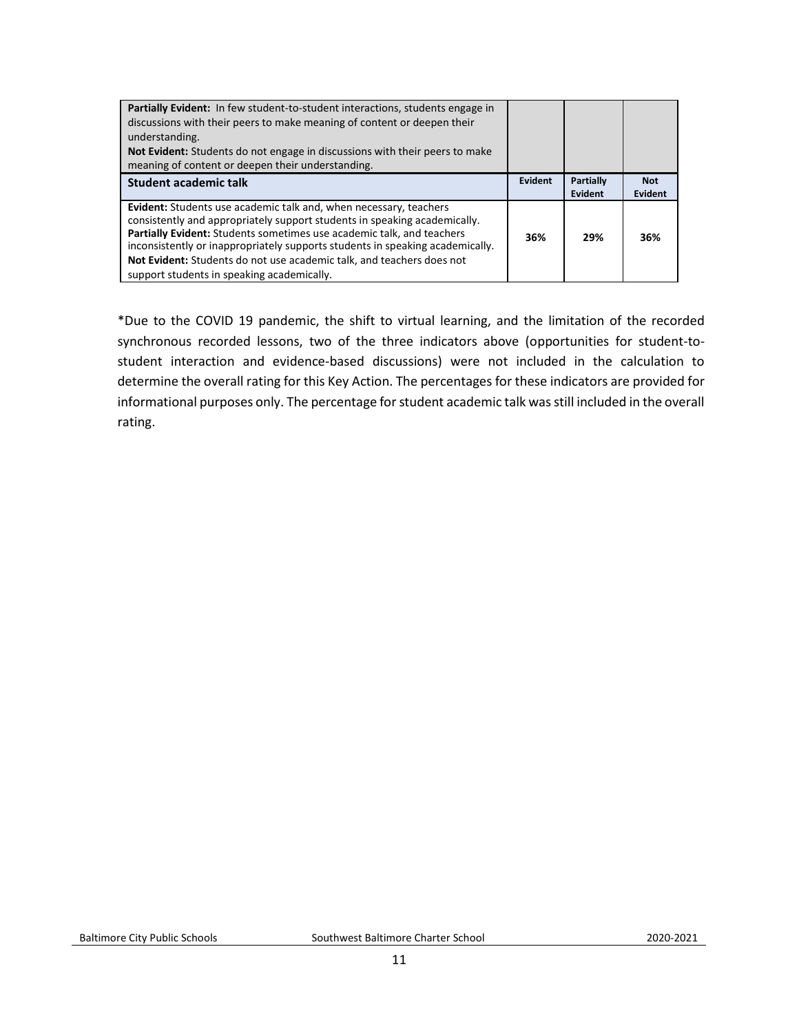| | | | |
|---|---|---|---|
| **Partially Evident:** In few student-to-student interactions, students engage in discussions with their peers to make meaning of content or deepen their understanding.<br>**Not Evident:** Students do not engage in discussions with their peers to make meaning of content or deepen their understanding. | | | |
| **Student academic talk** | **Evident** | **Partially Evident** | **Not Evident** |
| **Evident:** Students use academic talk and, when necessary, teachers consistently and appropriately support students in speaking academically.<br>**Partially Evident:** Students sometimes use academic talk, and teachers inconsistently or inappropriately supports students in speaking academically.<br>**Not Evident:** Students do not use academic talk, and teachers does not support students in speaking academically. | **36%** | **29%** | **36%** |

*Due to the COVID 19 pandemic, the shift to virtual learning, and the limitation of the recorded synchronous recorded lessons, two of the three indicators above (opportunities for student-to-student interaction and evidence-based discussions) were not included in the calculation to determine the overall rating for this Key Action. The percentages for these indicators are provided for informational purposes only. The percentage for student academic talk was still included in the overall rating.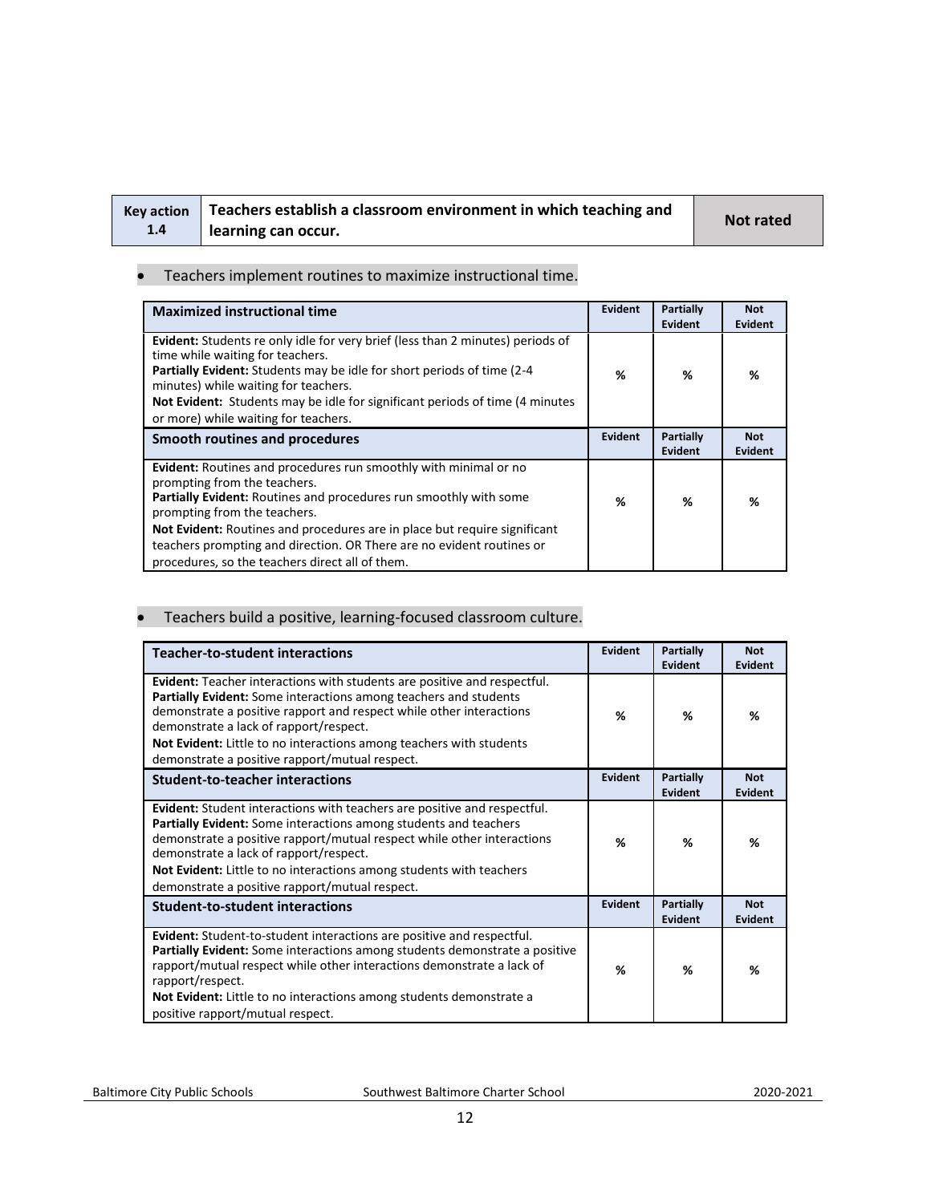| Key action 1.4 | Teachers establish a classroom environment in which teaching and learning can occur. | Not rated |
|---|---|---|

- Teachers implement routines to maximize instructional time.

| Maximized instructional time | Evident | Partially Evident | Not Evident |
|---|---|---|---|
| **Evident:** Students re only idle for very brief (less than 2 minutes) periods of time while waiting for teachers. **Partially Evident:** Students may be idle for short periods of time (2-4 minutes) while waiting for teachers. **Not Evident:** Students may be idle for significant periods of time (4 minutes or more) while waiting for teachers. | % | % | % |
| **Smooth routines and procedures** | **Evident** | **Partially Evident** | **Not Evident** |
| **Evident:** Routines and procedures run smoothly with minimal or no prompting from the teachers. **Partially Evident:** Routines and procedures run smoothly with some prompting from the teachers. **Not Evident:** Routines and procedures are in place but require significant teachers prompting and direction. OR There are no evident routines or procedures, so the teachers direct all of them. | % | % | % |

- Teachers build a positive, learning-focused classroom culture.

| Teacher-to-student interactions | Evident | Partially Evident | Not Evident |
|---|---|---|---|
| **Evident:** Teacher interactions with students are positive and respectful. **Partially Evident:** Some interactions among teachers and students demonstrate a positive rapport and respect while other interactions demonstrate a lack of rapport/respect. **Not Evident:** Little to no interactions among teachers with students demonstrate a positive rapport/mutual respect. | % | % | % |
| **Student-to-teacher interactions** | **Evident** | **Partially Evident** | **Not Evident** |
| **Evident:** Student interactions with teachers are positive and respectful. **Partially Evident:** Some interactions among students and teachers demonstrate a positive rapport/mutual respect while other interactions demonstrate a lack of rapport/respect. **Not Evident:** Little to no interactions among students with teachers demonstrate a positive rapport/mutual respect. | % | % | % |
| **Student-to-student interactions** | **Evident** | **Partially Evident** | **Not Evident** |
| **Evident:** Student-to-student interactions are positive and respectful. **Partially Evident:** Some interactions among students demonstrate a positive rapport/mutual respect while other interactions demonstrate a lack of rapport/respect. **Not Evident:** Little to no interactions among students demonstrate a positive rapport/mutual respect. | % | % | % |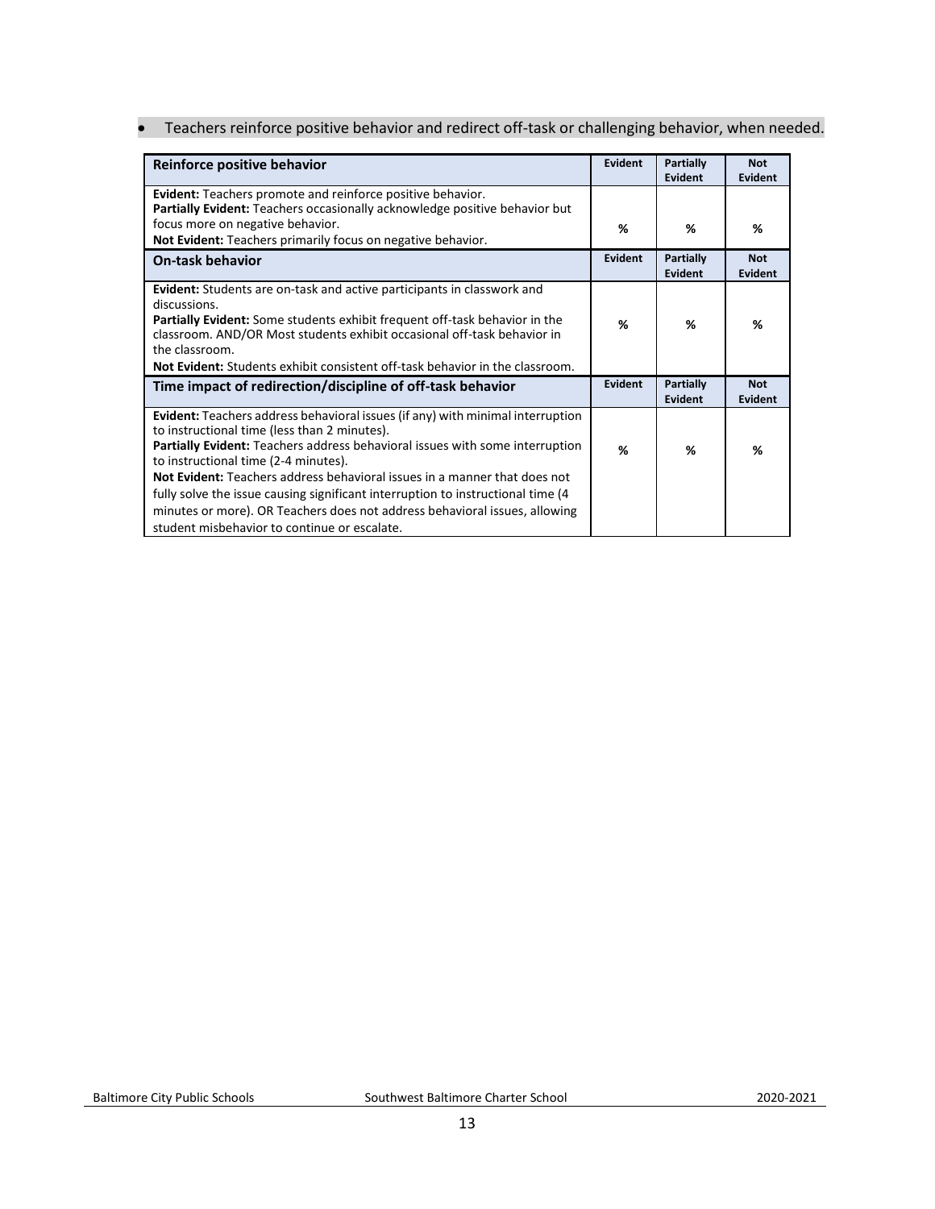- Teachers reinforce positive behavior and redirect off-task or challenging behavior, when needed.

| Reinforce positive behavior | Evident | Partially Evident | Not Evident |
|---|---|---|---|
| **Evident:** Teachers promote and reinforce positive behavior.<br>**Partially Evident:** Teachers occasionally acknowledge positive behavior but focus more on negative behavior.<br>**Not Evident:** Teachers primarily focus on negative behavior. | % | % | % |
| **On-task behavior** | **Evident** | **Partially Evident** | **Not Evident** |
| **Evident:** Students are on-task and active participants in classwork and discussions.<br>**Partially Evident:** Some students exhibit frequent off-task behavior in the classroom. AND/OR Most students exhibit occasional off-task behavior in the classroom.<br>**Not Evident:** Students exhibit consistent off-task behavior in the classroom. | % | % | % |
| **Time impact of redirection/discipline of off-task behavior** | **Evident** | **Partially Evident** | **Not Evident** |
| **Evident:** Teachers address behavioral issues (if any) with minimal interruption to instructional time (less than 2 minutes).<br>**Partially Evident:** Teachers address behavioral issues with some interruption to instructional time (2-4 minutes).<br>**Not Evident:** Teachers address behavioral issues in a manner that does not fully solve the issue causing significant interruption to instructional time (4 minutes or more). OR Teachers does not address behavioral issues, allowing student misbehavior to continue or escalate. | % | % | % |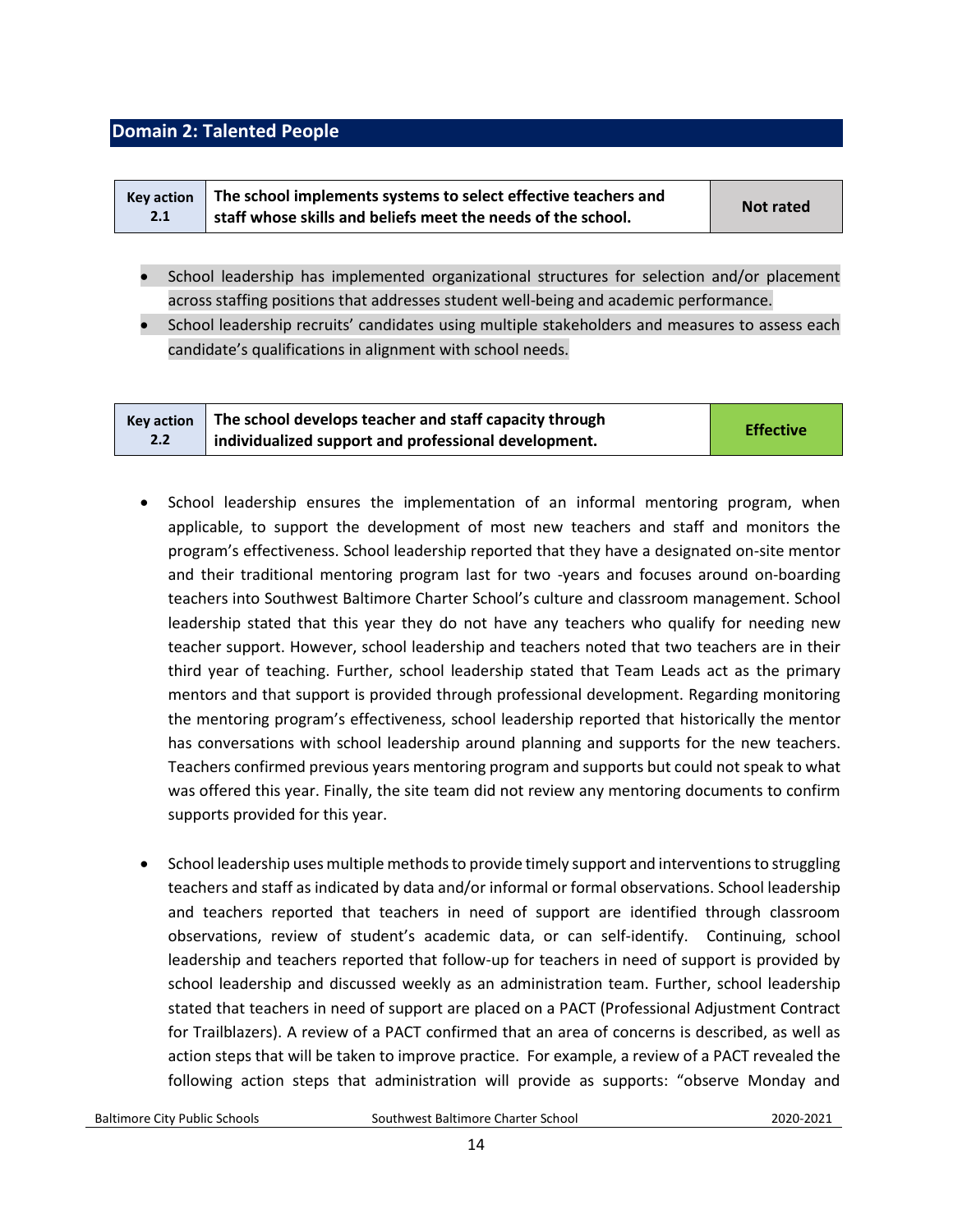## Domain 2: Talented People

| Key action 2.1 | The school implements systems to select effective teachers and staff whose skills and beliefs meet the needs of the school. | Not rated |
|---|---|---|

- School leadership has implemented organizational structures for selection and/or placement across staffing positions that addresses student well-being and academic performance.
- School leadership recruits' candidates using multiple stakeholders and measures to assess each candidate's qualifications in alignment with school needs.

| Key action 2.2 | The school develops teacher and staff capacity through individualized support and professional development. | Effective |
|---|---|---|

- School leadership ensures the implementation of an informal mentoring program, when applicable, to support the development of most new teachers and staff and monitors the program's effectiveness. School leadership reported that they have a designated on-site mentor and their traditional mentoring program last for two -years and focuses around on-boarding teachers into Southwest Baltimore Charter School's culture and classroom management. School leadership stated that this year they do not have any teachers who qualify for needing new teacher support. However, school leadership and teachers noted that two teachers are in their third year of teaching. Further, school leadership stated that Team Leads act as the primary mentors and that support is provided through professional development. Regarding monitoring the mentoring program's effectiveness, school leadership reported that historically the mentor has conversations with school leadership around planning and supports for the new teachers. Teachers confirmed previous years mentoring program and supports but could not speak to what was offered this year. Finally, the site team did not review any mentoring documents to confirm supports provided for this year.

- School leadership uses multiple methods to provide timely support and interventions to struggling teachers and staff as indicated by data and/or informal or formal observations. School leadership and teachers reported that teachers in need of support are identified through classroom observations, review of student's academic data, or can self-identify. Continuing, school leadership and teachers reported that follow-up for teachers in need of support is provided by school leadership and discussed weekly as an administration team. Further, school leadership stated that teachers in need of support are placed on a PACT (Professional Adjustment Contract for Trailblazers). A review of a PACT confirmed that an area of concerns is described, as well as action steps that will be taken to improve practice. For example, a review of a PACT revealed the following action steps that administration will provide as supports: "observe Monday and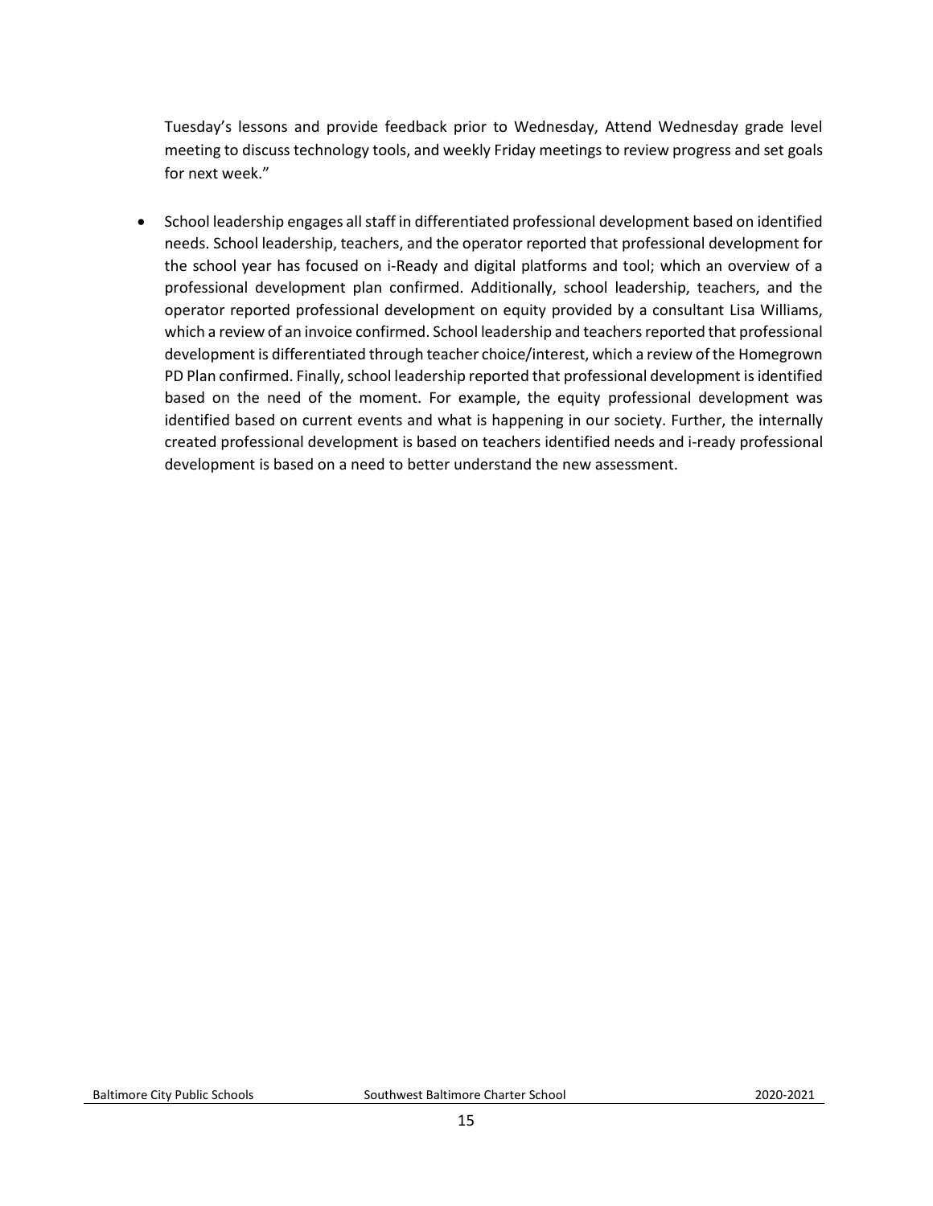Tuesday's lessons and provide feedback prior to Wednesday, Attend Wednesday grade level meeting to discuss technology tools, and weekly Friday meetings to review progress and set goals for next week."

- School leadership engages all staff in differentiated professional development based on identified needs. School leadership, teachers, and the operator reported that professional development for the school year has focused on i-Ready and digital platforms and tool; which an overview of a professional development plan confirmed. Additionally, school leadership, teachers, and the operator reported professional development on equity provided by a consultant Lisa Williams, which a review of an invoice confirmed. School leadership and teachers reported that professional development is differentiated through teacher choice/interest, which a review of the Homegrown PD Plan confirmed. Finally, school leadership reported that professional development is identified based on the need of the moment. For example, the equity professional development was identified based on current events and what is happening in our society. Further, the internally created professional development is based on teachers identified needs and i-ready professional development is based on a need to better understand the new assessment.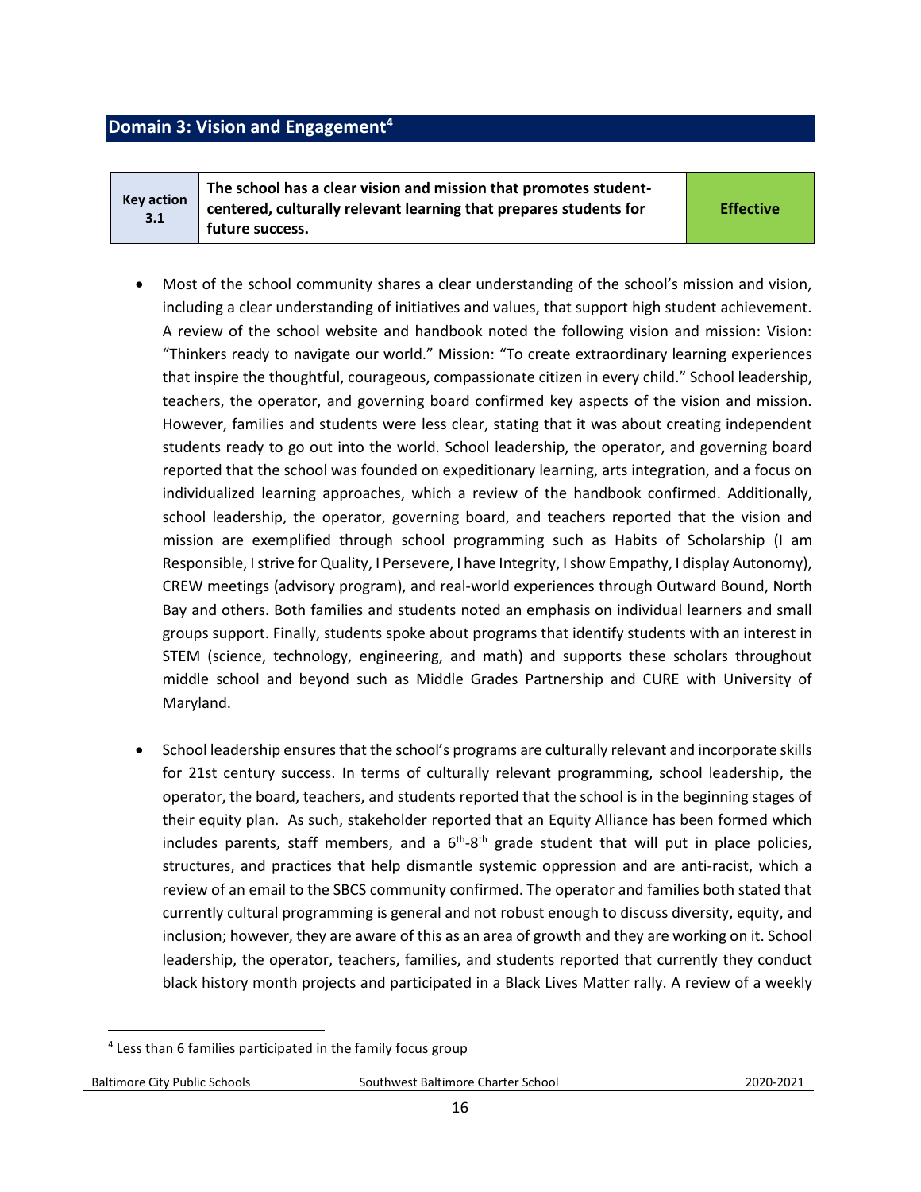## Domain 3: Vision and Engagement[4]

| Key action 3.1 | The school has a clear vision and mission that promotes student-centered, culturally relevant learning that prepares students for future success. | Effective |
|---|---|---|

- Most of the school community shares a clear understanding of the school's mission and vision, including a clear understanding of initiatives and values, that support high student achievement. A review of the school website and handbook noted the following vision and mission: Vision: "Thinkers ready to navigate our world." Mission: "To create extraordinary learning experiences that inspire the thoughtful, courageous, compassionate citizen in every child." School leadership, teachers, the operator, and governing board confirmed key aspects of the vision and mission. However, families and students were less clear, stating that it was about creating independent students ready to go out into the world. School leadership, the operator, and governing board reported that the school was founded on expeditionary learning, arts integration, and a focus on individualized learning approaches, which a review of the handbook confirmed. Additionally, school leadership, the operator, governing board, and teachers reported that the vision and mission are exemplified through school programming such as Habits of Scholarship (I am Responsible, I strive for Quality, I Persevere, I have Integrity, I show Empathy, I display Autonomy), CREW meetings (advisory program), and real-world experiences through Outward Bound, North Bay and others. Both families and students noted an emphasis on individual learners and small groups support. Finally, students spoke about programs that identify students with an interest in STEM (science, technology, engineering, and math) and supports these scholars throughout middle school and beyond such as Middle Grades Partnership and CURE with University of Maryland.

- School leadership ensures that the school's programs are culturally relevant and incorporate skills for 21st century success. In terms of culturally relevant programming, school leadership, the operator, the board, teachers, and students reported that the school is in the beginning stages of their equity plan. As such, stakeholder reported that an Equity Alliance has been formed which includes parents, staff members, and a 6th-8th grade student that will put in place policies, structures, and practices that help dismantle systemic oppression and are anti-racist, which a review of an email to the SBCS community confirmed. The operator and families both stated that currently cultural programming is general and not robust enough to discuss diversity, equity, and inclusion; however, they are aware of this as an area of growth and they are working on it. School leadership, the operator, teachers, families, and students reported that currently they conduct black history month projects and participated in a Black Lives Matter rally. A review of a weekly

[4] Less than 6 families participated in the family focus group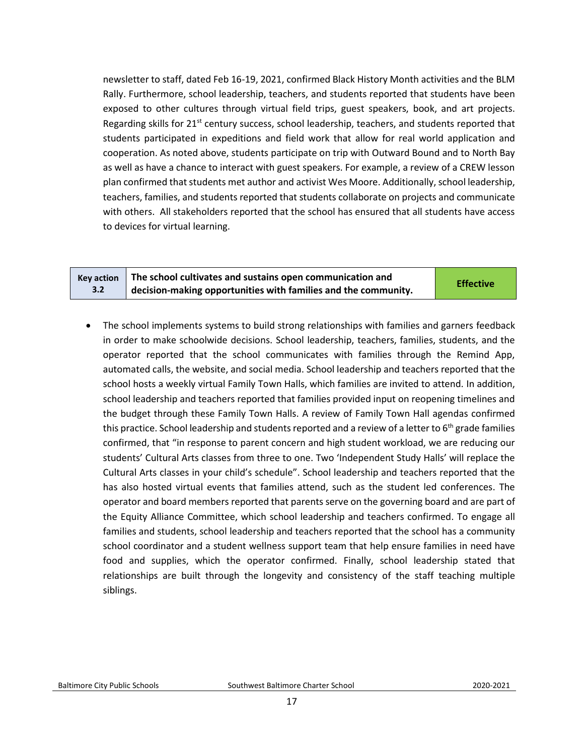newsletter to staff, dated Feb 16-19, 2021, confirmed Black History Month activities and the BLM Rally. Furthermore, school leadership, teachers, and students reported that students have been exposed to other cultures through virtual field trips, guest speakers, book, and art projects. Regarding skills for 21st century success, school leadership, teachers, and students reported that students participated in expeditions and field work that allow for real world application and cooperation. As noted above, students participate on trip with Outward Bound and to North Bay as well as have a chance to interact with guest speakers. For example, a review of a CREW lesson plan confirmed that students met author and activist Wes Moore. Additionally, school leadership, teachers, families, and students reported that students collaborate on projects and communicate with others. All stakeholders reported that the school has ensured that all students have access to devices for virtual learning.

| Key action 3.2 | The school cultivates and sustains open communication and decision-making opportunities with families and the community. | Effective |
|---|---|---|

- The school implements systems to build strong relationships with families and garners feedback in order to make schoolwide decisions. School leadership, teachers, families, students, and the operator reported that the school communicates with families through the Remind App, automated calls, the website, and social media. School leadership and teachers reported that the school hosts a weekly virtual Family Town Halls, which families are invited to attend. In addition, school leadership and teachers reported that families provided input on reopening timelines and the budget through these Family Town Halls. A review of Family Town Hall agendas confirmed this practice. School leadership and students reported and a review of a letter to 6th grade families confirmed, that "in response to parent concern and high student workload, we are reducing our students' Cultural Arts classes from three to one. Two 'Independent Study Halls' will replace the Cultural Arts classes in your child's schedule". School leadership and teachers reported that the has also hosted virtual events that families attend, such as the student led conferences. The operator and board members reported that parents serve on the governing board and are part of the Equity Alliance Committee, which school leadership and teachers confirmed. To engage all families and students, school leadership and teachers reported that the school has a community school coordinator and a student wellness support team that help ensure families in need have food and supplies, which the operator confirmed. Finally, school leadership stated that relationships are built through the longevity and consistency of the staff teaching multiple siblings.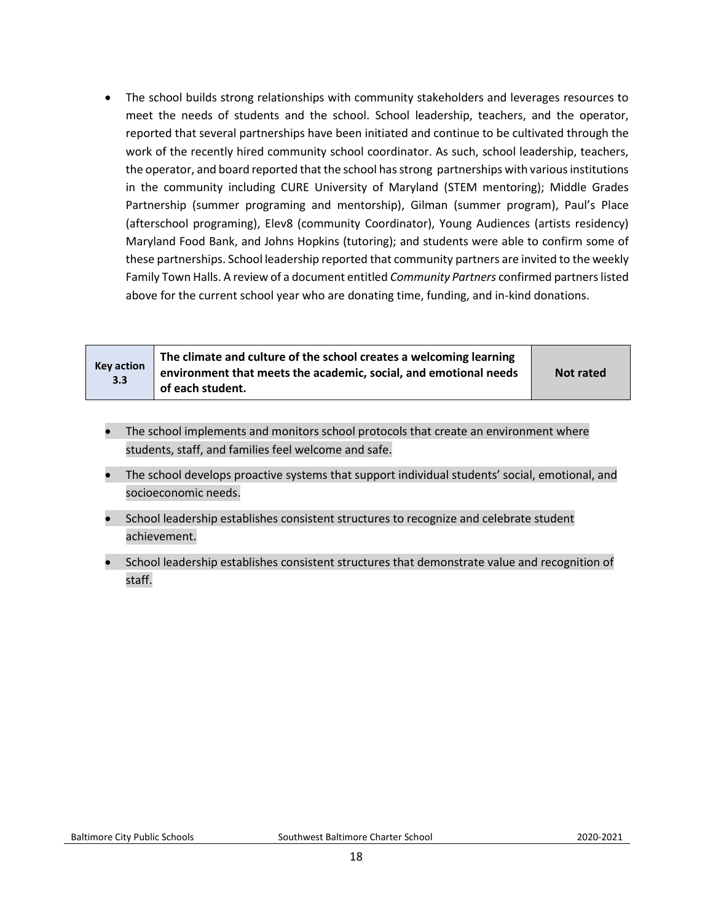- The school builds strong relationships with community stakeholders and leverages resources to meet the needs of students and the school. School leadership, teachers, and the operator, reported that several partnerships have been initiated and continue to be cultivated through the work of the recently hired community school coordinator. As such, school leadership, teachers, the operator, and board reported that the school has strong partnerships with various institutions in the community including CURE University of Maryland (STEM mentoring); Middle Grades Partnership (summer programing and mentorship), Gilman (summer program), Paul's Place (afterschool programing), Elev8 (community Coordinator), Young Audiences (artists residency) Maryland Food Bank, and Johns Hopkins (tutoring); and students were able to confirm some of these partnerships. School leadership reported that community partners are invited to the weekly Family Town Halls. A review of a document entitled *Community Partners* confirmed partners listed above for the current school year who are donating time, funding, and in-kind donations.

| Key action 3.3 | The climate and culture of the school creates a welcoming learning environment that meets the academic, social, and emotional needs of each student. | Not rated |
| --- | --- | --- |

- The school implements and monitors school protocols that create an environment where students, staff, and families feel welcome and safe.
- The school develops proactive systems that support individual students' social, emotional, and socioeconomic needs.
- School leadership establishes consistent structures to recognize and celebrate student achievement.
- School leadership establishes consistent structures that demonstrate value and recognition of staff.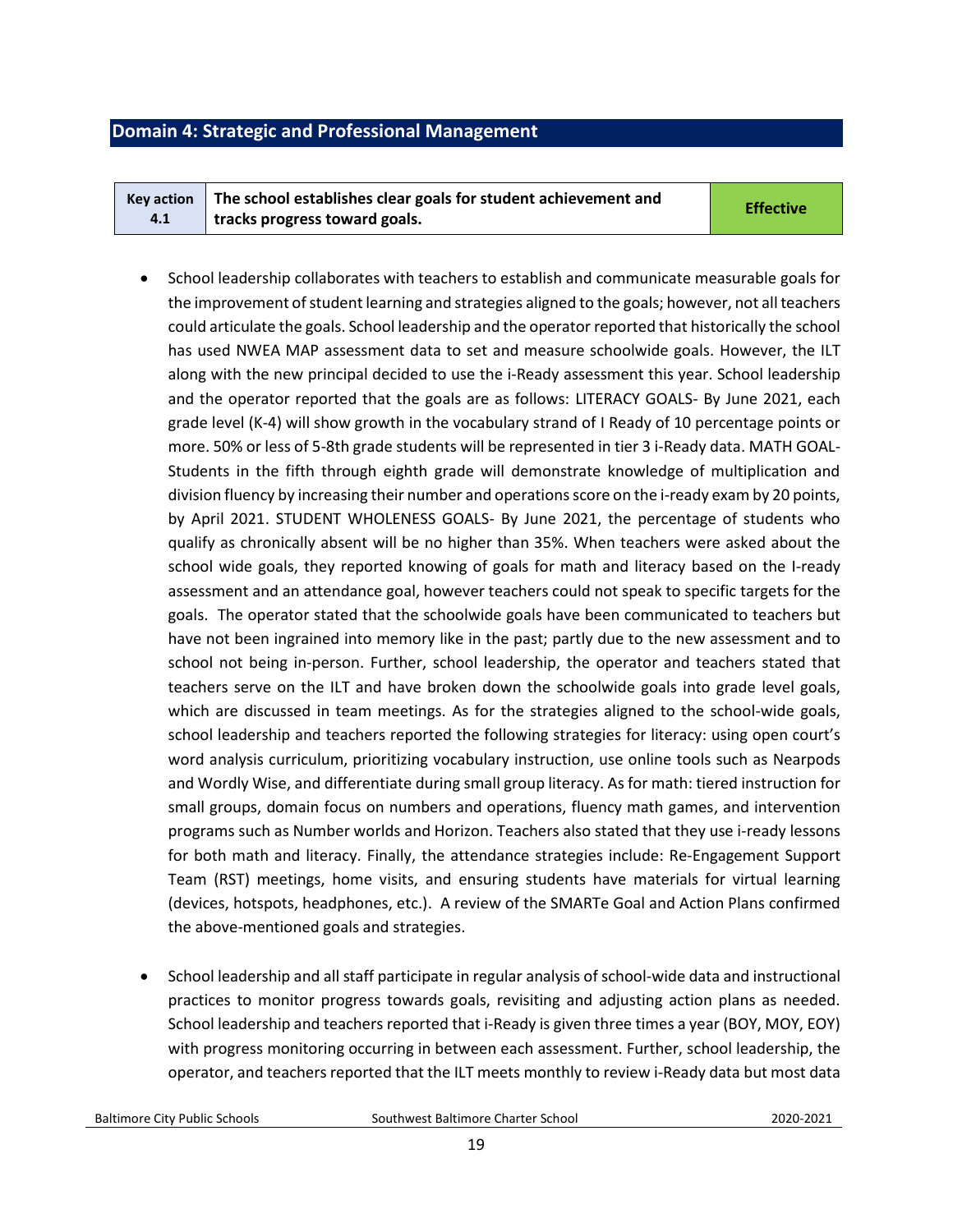## Domain 4: Strategic and Professional Management

| Key action 4.1 | The school establishes clear goals for student achievement and tracks progress toward goals. | Effective |
|---|---|---|

- School leadership collaborates with teachers to establish and communicate measurable goals for the improvement of student learning and strategies aligned to the goals; however, not all teachers could articulate the goals. School leadership and the operator reported that historically the school has used NWEA MAP assessment data to set and measure schoolwide goals. However, the ILT along with the new principal decided to use the i-Ready assessment this year. School leadership and the operator reported that the goals are as follows: LITERACY GOALS- By June 2021, each grade level (K-4) will show growth in the vocabulary strand of I Ready of 10 percentage points or more. 50% or less of 5-8th grade students will be represented in tier 3 i-Ready data. MATH GOAL- Students in the fifth through eighth grade will demonstrate knowledge of multiplication and division fluency by increasing their number and operations score on the i-ready exam by 20 points, by April 2021. STUDENT WHOLENESS GOALS- By June 2021, the percentage of students who qualify as chronically absent will be no higher than 35%. When teachers were asked about the school wide goals, they reported knowing of goals for math and literacy based on the I-ready assessment and an attendance goal, however teachers could not speak to specific targets for the goals. The operator stated that the schoolwide goals have been communicated to teachers but have not been ingrained into memory like in the past; partly due to the new assessment and to school not being in-person. Further, school leadership, the operator and teachers stated that teachers serve on the ILT and have broken down the schoolwide goals into grade level goals, which are discussed in team meetings. As for the strategies aligned to the school-wide goals, school leadership and teachers reported the following strategies for literacy: using open court's word analysis curriculum, prioritizing vocabulary instruction, use online tools such as Nearpods and Wordly Wise, and differentiate during small group literacy. As for math: tiered instruction for small groups, domain focus on numbers and operations, fluency math games, and intervention programs such as Number worlds and Horizon. Teachers also stated that they use i-ready lessons for both math and literacy. Finally, the attendance strategies include: Re-Engagement Support Team (RST) meetings, home visits, and ensuring students have materials for virtual learning (devices, hotspots, headphones, etc.). A review of the SMARTe Goal and Action Plans confirmed the above-mentioned goals and strategies.

- School leadership and all staff participate in regular analysis of school-wide data and instructional practices to monitor progress towards goals, revisiting and adjusting action plans as needed. School leadership and teachers reported that i-Ready is given three times a year (BOY, MOY, EOY) with progress monitoring occurring in between each assessment. Further, school leadership, the operator, and teachers reported that the ILT meets monthly to review i-Ready data but most data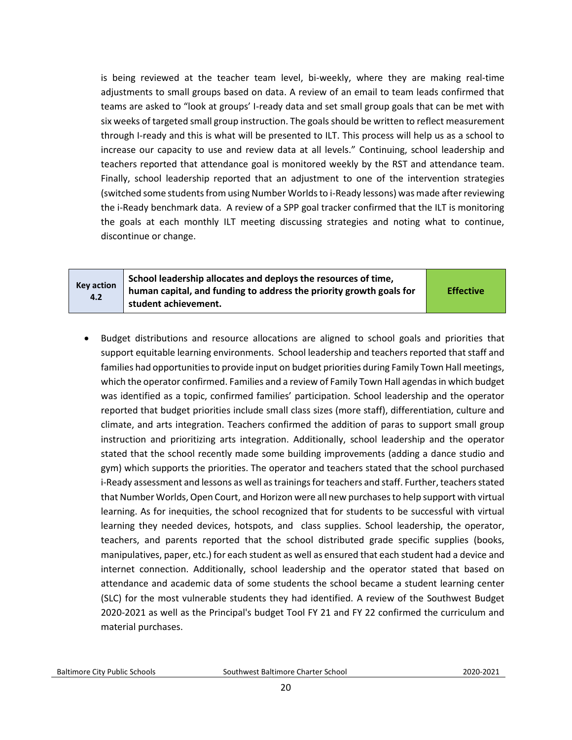is being reviewed at the teacher team level, bi-weekly, where they are making real-time adjustments to small groups based on data. A review of an email to team leads confirmed that teams are asked to "look at groups' I-ready data and set small group goals that can be met with six weeks of targeted small group instruction. The goals should be written to reflect measurement through I-ready and this is what will be presented to ILT. This process will help us as a school to increase our capacity to use and review data at all levels." Continuing, school leadership and teachers reported that attendance goal is monitored weekly by the RST and attendance team. Finally, school leadership reported that an adjustment to one of the intervention strategies (switched some students from using Number Worlds to i-Ready lessons) was made after reviewing the i-Ready benchmark data. A review of a SPP goal tracker confirmed that the ILT is monitoring the goals at each monthly ILT meeting discussing strategies and noting what to continue, discontinue or change.

| Key action 4.2 | School leadership allocates and deploys the resources of time, human capital, and funding to address the priority growth goals for student achievement. | Effective |
|---|---|---|

- Budget distributions and resource allocations are aligned to school goals and priorities that support equitable learning environments. School leadership and teachers reported that staff and families had opportunities to provide input on budget priorities during Family Town Hall meetings, which the operator confirmed. Families and a review of Family Town Hall agendas in which budget was identified as a topic, confirmed families' participation. School leadership and the operator reported that budget priorities include small class sizes (more staff), differentiation, culture and climate, and arts integration. Teachers confirmed the addition of paras to support small group instruction and prioritizing arts integration. Additionally, school leadership and the operator stated that the school recently made some building improvements (adding a dance studio and gym) which supports the priorities. The operator and teachers stated that the school purchased i-Ready assessment and lessons as well as trainings for teachers and staff. Further, teachers stated that Number Worlds, Open Court, and Horizon were all new purchases to help support with virtual learning. As for inequities, the school recognized that for students to be successful with virtual learning they needed devices, hotspots, and class supplies. School leadership, the operator, teachers, and parents reported that the school distributed grade specific supplies (books, manipulatives, paper, etc.) for each student as well as ensured that each student had a device and internet connection. Additionally, school leadership and the operator stated that based on attendance and academic data of some students the school became a student learning center (SLC) for the most vulnerable students they had identified. A review of the Southwest Budget 2020-2021 as well as the Principal's budget Tool FY 21 and FY 22 confirmed the curriculum and material purchases.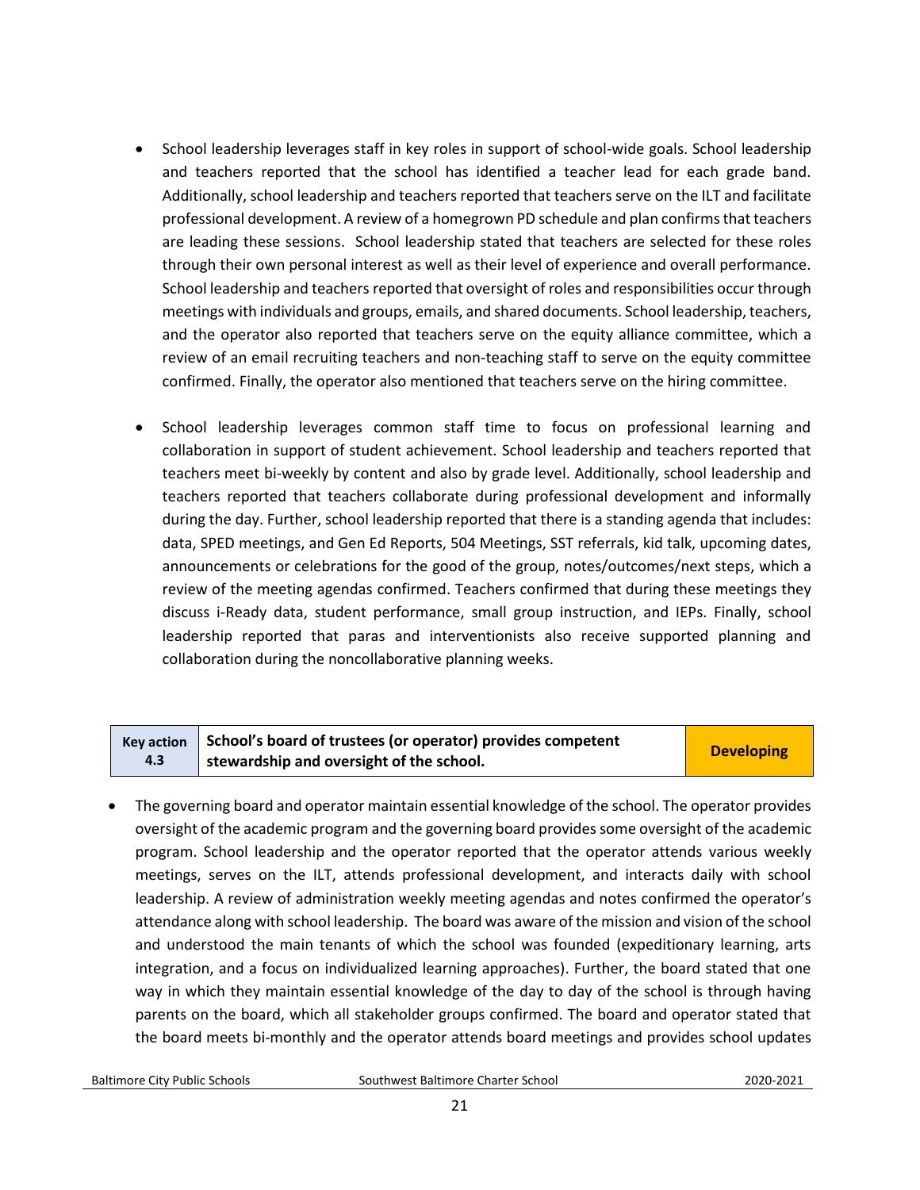- School leadership leverages staff in key roles in support of school-wide goals. School leadership and teachers reported that the school has identified a teacher lead for each grade band. Additionally, school leadership and teachers reported that teachers serve on the ILT and facilitate professional development. A review of a homegrown PD schedule and plan confirms that teachers are leading these sessions. School leadership stated that teachers are selected for these roles through their own personal interest as well as their level of experience and overall performance. School leadership and teachers reported that oversight of roles and responsibilities occur through meetings with individuals and groups, emails, and shared documents. School leadership, teachers, and the operator also reported that teachers serve on the equity alliance committee, which a review of an email recruiting teachers and non-teaching staff to serve on the equity committee confirmed. Finally, the operator also mentioned that teachers serve on the hiring committee.

- School leadership leverages common staff time to focus on professional learning and collaboration in support of student achievement. School leadership and teachers reported that teachers meet bi-weekly by content and also by grade level. Additionally, school leadership and teachers reported that teachers collaborate during professional development and informally during the day. Further, school leadership reported that there is a standing agenda that includes: data, SPED meetings, and Gen Ed Reports, 504 Meetings, SST referrals, kid talk, upcoming dates, announcements or celebrations for the good of the group, notes/outcomes/next steps, which a review of the meeting agendas confirmed. Teachers confirmed that during these meetings they discuss i-Ready data, student performance, small group instruction, and IEPs. Finally, school leadership reported that paras and interventionists also receive supported planning and collaboration during the noncollaborative planning weeks.

| Key action 4.3 | School's board of trustees (or operator) provides competent stewardship and oversight of the school. | Developing |
|---|---|---|

- The governing board and operator maintain essential knowledge of the school. The operator provides oversight of the academic program and the governing board provides some oversight of the academic program. School leadership and the operator reported that the operator attends various weekly meetings, serves on the ILT, attends professional development, and interacts daily with school leadership. A review of administration weekly meeting agendas and notes confirmed the operator's attendance along with school leadership. The board was aware of the mission and vision of the school and understood the main tenants of which the school was founded (expeditionary learning, arts integration, and a focus on individualized learning approaches). Further, the board stated that one way in which they maintain essential knowledge of the day to day of the school is through having parents on the board, which all stakeholder groups confirmed. The board and operator stated that the board meets bi-monthly and the operator attends board meetings and provides school updates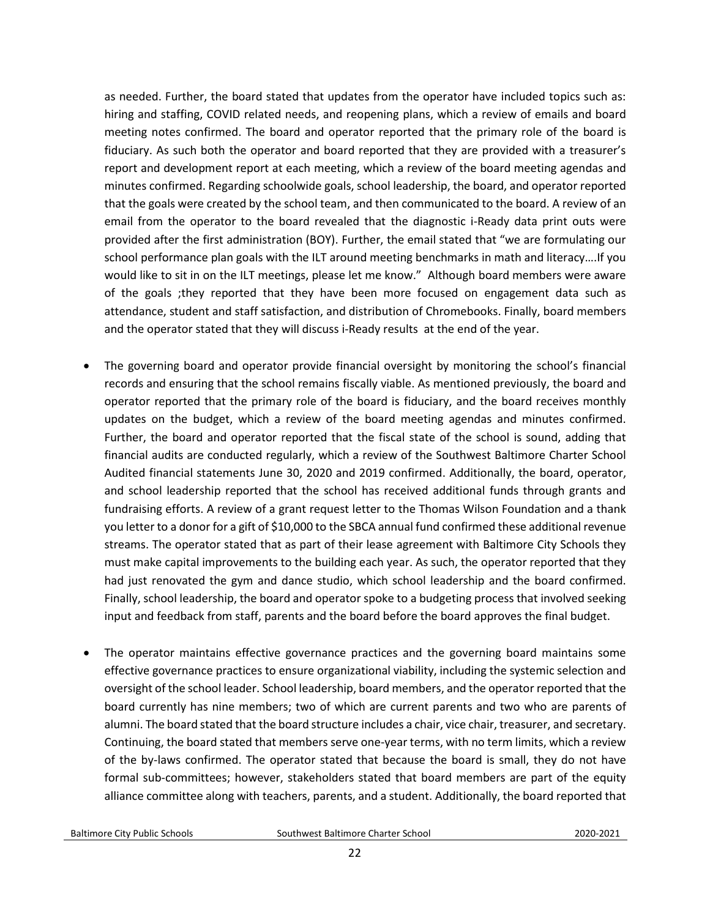as needed. Further, the board stated that updates from the operator have included topics such as: hiring and staffing, COVID related needs, and reopening plans, which a review of emails and board meeting notes confirmed. The board and operator reported that the primary role of the board is fiduciary. As such both the operator and board reported that they are provided with a treasurer's report and development report at each meeting, which a review of the board meeting agendas and minutes confirmed. Regarding schoolwide goals, school leadership, the board, and operator reported that the goals were created by the school team, and then communicated to the board. A review of an email from the operator to the board revealed that the diagnostic i-Ready data print outs were provided after the first administration (BOY). Further, the email stated that "we are formulating our school performance plan goals with the ILT around meeting benchmarks in math and literacy….If you would like to sit in on the ILT meetings, please let me know." Although board members were aware of the goals ;they reported that they have been more focused on engagement data such as attendance, student and staff satisfaction, and distribution of Chromebooks. Finally, board members and the operator stated that they will discuss i-Ready results at the end of the year.

- The governing board and operator provide financial oversight by monitoring the school's financial records and ensuring that the school remains fiscally viable. As mentioned previously, the board and operator reported that the primary role of the board is fiduciary, and the board receives monthly updates on the budget, which a review of the board meeting agendas and minutes confirmed. Further, the board and operator reported that the fiscal state of the school is sound, adding that financial audits are conducted regularly, which a review of the Southwest Baltimore Charter School Audited financial statements June 30, 2020 and 2019 confirmed. Additionally, the board, operator, and school leadership reported that the school has received additional funds through grants and fundraising efforts. A review of a grant request letter to the Thomas Wilson Foundation and a thank you letter to a donor for a gift of $10,000 to the SBCA annual fund confirmed these additional revenue streams. The operator stated that as part of their lease agreement with Baltimore City Schools they must make capital improvements to the building each year. As such, the operator reported that they had just renovated the gym and dance studio, which school leadership and the board confirmed. Finally, school leadership, the board and operator spoke to a budgeting process that involved seeking input and feedback from staff, parents and the board before the board approves the final budget.

- The operator maintains effective governance practices and the governing board maintains some effective governance practices to ensure organizational viability, including the systemic selection and oversight of the school leader. School leadership, board members, and the operator reported that the board currently has nine members; two of which are current parents and two who are parents of alumni. The board stated that the board structure includes a chair, vice chair, treasurer, and secretary. Continuing, the board stated that members serve one-year terms, with no term limits, which a review of the by-laws confirmed. The operator stated that because the board is small, they do not have formal sub-committees; however, stakeholders stated that board members are part of the equity alliance committee along with teachers, parents, and a student. Additionally, the board reported that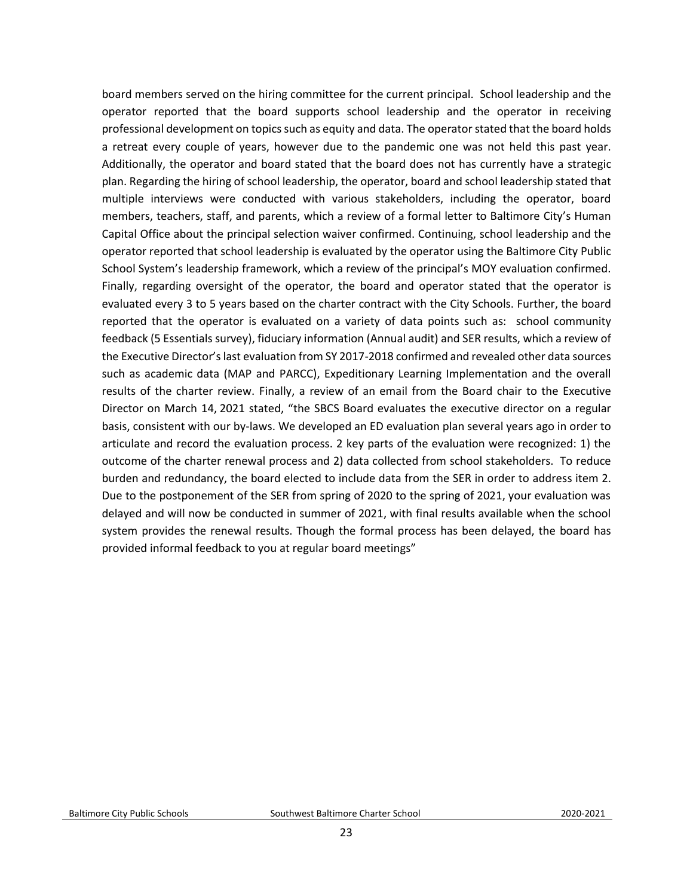board members served on the hiring committee for the current principal. School leadership and the operator reported that the board supports school leadership and the operator in receiving professional development on topics such as equity and data. The operator stated that the board holds a retreat every couple of years, however due to the pandemic one was not held this past year. Additionally, the operator and board stated that the board does not has currently have a strategic plan. Regarding the hiring of school leadership, the operator, board and school leadership stated that multiple interviews were conducted with various stakeholders, including the operator, board members, teachers, staff, and parents, which a review of a formal letter to Baltimore City's Human Capital Office about the principal selection waiver confirmed. Continuing, school leadership and the operator reported that school leadership is evaluated by the operator using the Baltimore City Public School System's leadership framework, which a review of the principal's MOY evaluation confirmed. Finally, regarding oversight of the operator, the board and operator stated that the operator is evaluated every 3 to 5 years based on the charter contract with the City Schools. Further, the board reported that the operator is evaluated on a variety of data points such as: school community feedback (5 Essentials survey), fiduciary information (Annual audit) and SER results, which a review of the Executive Director's last evaluation from SY 2017-2018 confirmed and revealed other data sources such as academic data (MAP and PARCC), Expeditionary Learning Implementation and the overall results of the charter review. Finally, a review of an email from the Board chair to the Executive Director on March 14, 2021 stated, "the SBCS Board evaluates the executive director on a regular basis, consistent with our by-laws. We developed an ED evaluation plan several years ago in order to articulate and record the evaluation process. 2 key parts of the evaluation were recognized: 1) the outcome of the charter renewal process and 2) data collected from school stakeholders. To reduce burden and redundancy, the board elected to include data from the SER in order to address item 2. Due to the postponement of the SER from spring of 2020 to the spring of 2021, your evaluation was delayed and will now be conducted in summer of 2021, with final results available when the school system provides the renewal results. Though the formal process has been delayed, the board has provided informal feedback to you at regular board meetings"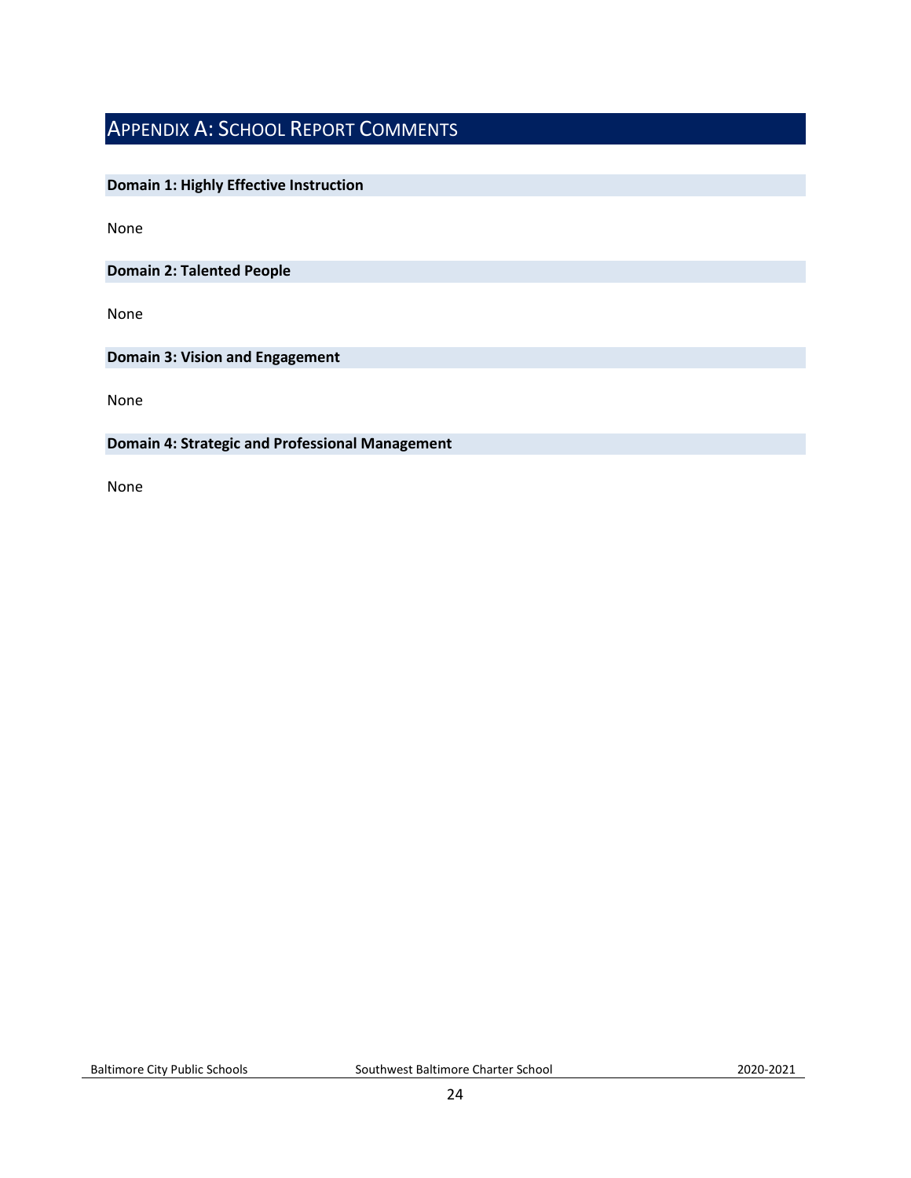# Appendix A: School Report Comments

### Domain 1: Highly Effective Instruction

None

### Domain 2: Talented People

None

### Domain 3: Vision and Engagement

None

### Domain 4: Strategic and Professional Management

None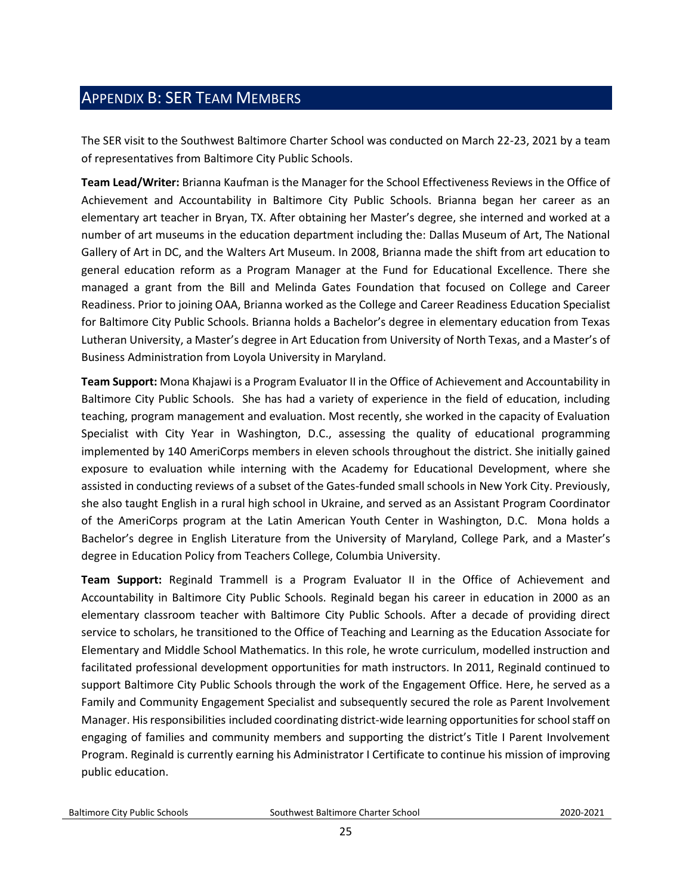## Appendix B: SER Team Members

The SER visit to the Southwest Baltimore Charter School was conducted on March 22-23, 2021 by a team of representatives from Baltimore City Public Schools.

**Team Lead/Writer:** Brianna Kaufman is the Manager for the School Effectiveness Reviews in the Office of Achievement and Accountability in Baltimore City Public Schools. Brianna began her career as an elementary art teacher in Bryan, TX. After obtaining her Master's degree, she interned and worked at a number of art museums in the education department including the: Dallas Museum of Art, The National Gallery of Art in DC, and the Walters Art Museum. In 2008, Brianna made the shift from art education to general education reform as a Program Manager at the Fund for Educational Excellence. There she managed a grant from the Bill and Melinda Gates Foundation that focused on College and Career Readiness. Prior to joining OAA, Brianna worked as the College and Career Readiness Education Specialist for Baltimore City Public Schools. Brianna holds a Bachelor's degree in elementary education from Texas Lutheran University, a Master's degree in Art Education from University of North Texas, and a Master's of Business Administration from Loyola University in Maryland.

**Team Support:** Mona Khajawi is a Program Evaluator II in the Office of Achievement and Accountability in Baltimore City Public Schools. She has had a variety of experience in the field of education, including teaching, program management and evaluation. Most recently, she worked in the capacity of Evaluation Specialist with City Year in Washington, D.C., assessing the quality of educational programming implemented by 140 AmeriCorps members in eleven schools throughout the district. She initially gained exposure to evaluation while interning with the Academy for Educational Development, where she assisted in conducting reviews of a subset of the Gates-funded small schools in New York City. Previously, she also taught English in a rural high school in Ukraine, and served as an Assistant Program Coordinator of the AmeriCorps program at the Latin American Youth Center in Washington, D.C. Mona holds a Bachelor's degree in English Literature from the University of Maryland, College Park, and a Master's degree in Education Policy from Teachers College, Columbia University.

**Team Support:** Reginald Trammell is a Program Evaluator II in the Office of Achievement and Accountability in Baltimore City Public Schools. Reginald began his career in education in 2000 as an elementary classroom teacher with Baltimore City Public Schools. After a decade of providing direct service to scholars, he transitioned to the Office of Teaching and Learning as the Education Associate for Elementary and Middle School Mathematics. In this role, he wrote curriculum, modelled instruction and facilitated professional development opportunities for math instructors. In 2011, Reginald continued to support Baltimore City Public Schools through the work of the Engagement Office. Here, he served as a Family and Community Engagement Specialist and subsequently secured the role as Parent Involvement Manager. His responsibilities included coordinating district-wide learning opportunities for school staff on engaging of families and community members and supporting the district's Title I Parent Involvement Program. Reginald is currently earning his Administrator I Certificate to continue his mission of improving public education.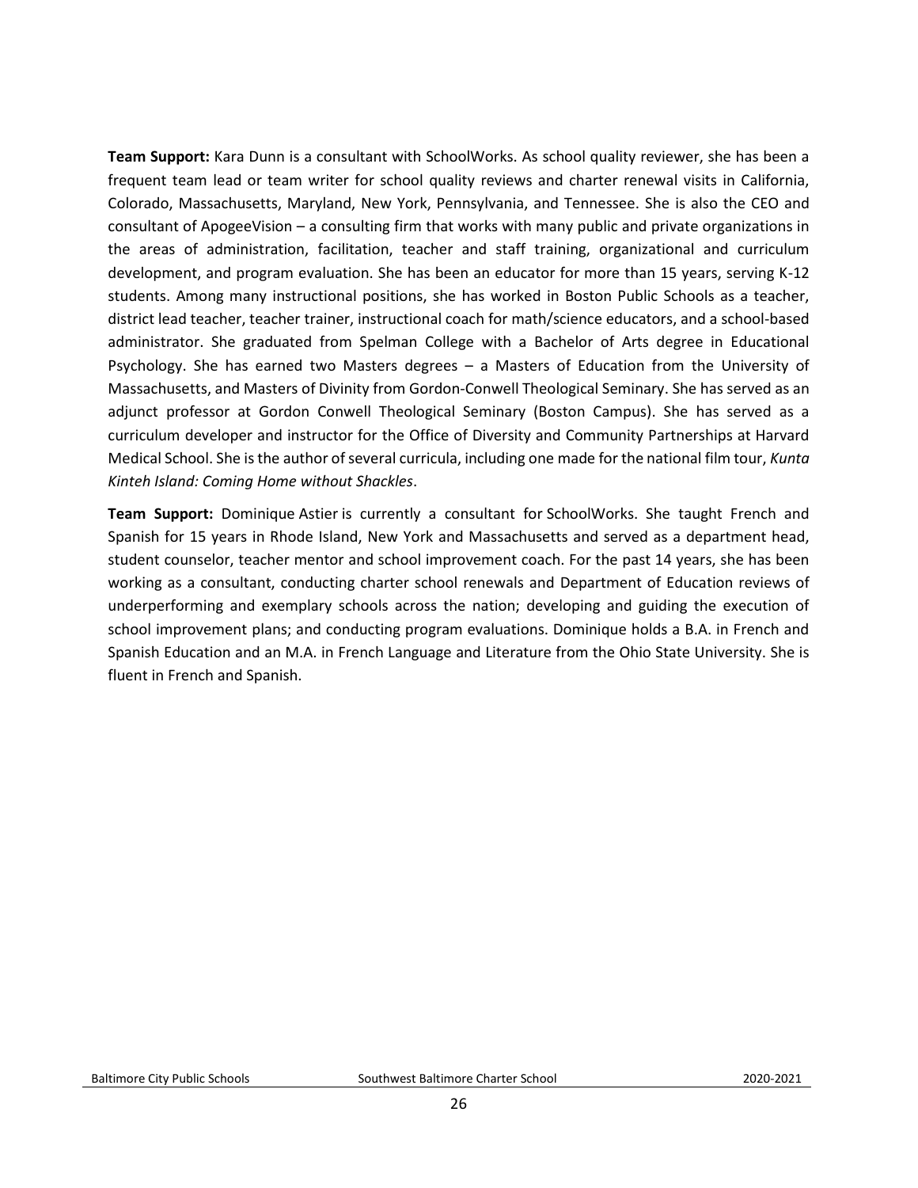**Team Support:** Kara Dunn is a consultant with SchoolWorks. As school quality reviewer, she has been a frequent team lead or team writer for school quality reviews and charter renewal visits in California, Colorado, Massachusetts, Maryland, New York, Pennsylvania, and Tennessee. She is also the CEO and consultant of ApogeeVision – a consulting firm that works with many public and private organizations in the areas of administration, facilitation, teacher and staff training, organizational and curriculum development, and program evaluation. She has been an educator for more than 15 years, serving K-12 students. Among many instructional positions, she has worked in Boston Public Schools as a teacher, district lead teacher, teacher trainer, instructional coach for math/science educators, and a school-based administrator. She graduated from Spelman College with a Bachelor of Arts degree in Educational Psychology. She has earned two Masters degrees – a Masters of Education from the University of Massachusetts, and Masters of Divinity from Gordon-Conwell Theological Seminary. She has served as an adjunct professor at Gordon Conwell Theological Seminary (Boston Campus). She has served as a curriculum developer and instructor for the Office of Diversity and Community Partnerships at Harvard Medical School. She is the author of several curricula, including one made for the national film tour, *Kunta Kinteh Island: Coming Home without Shackles*.

**Team Support:** Dominique Astier is currently a consultant for SchoolWorks. She taught French and Spanish for 15 years in Rhode Island, New York and Massachusetts and served as a department head, student counselor, teacher mentor and school improvement coach. For the past 14 years, she has been working as a consultant, conducting charter school renewals and Department of Education reviews of underperforming and exemplary schools across the nation; developing and guiding the execution of school improvement plans; and conducting program evaluations. Dominique holds a B.A. in French and Spanish Education and an M.A. in French Language and Literature from the Ohio State University. She is fluent in French and Spanish.